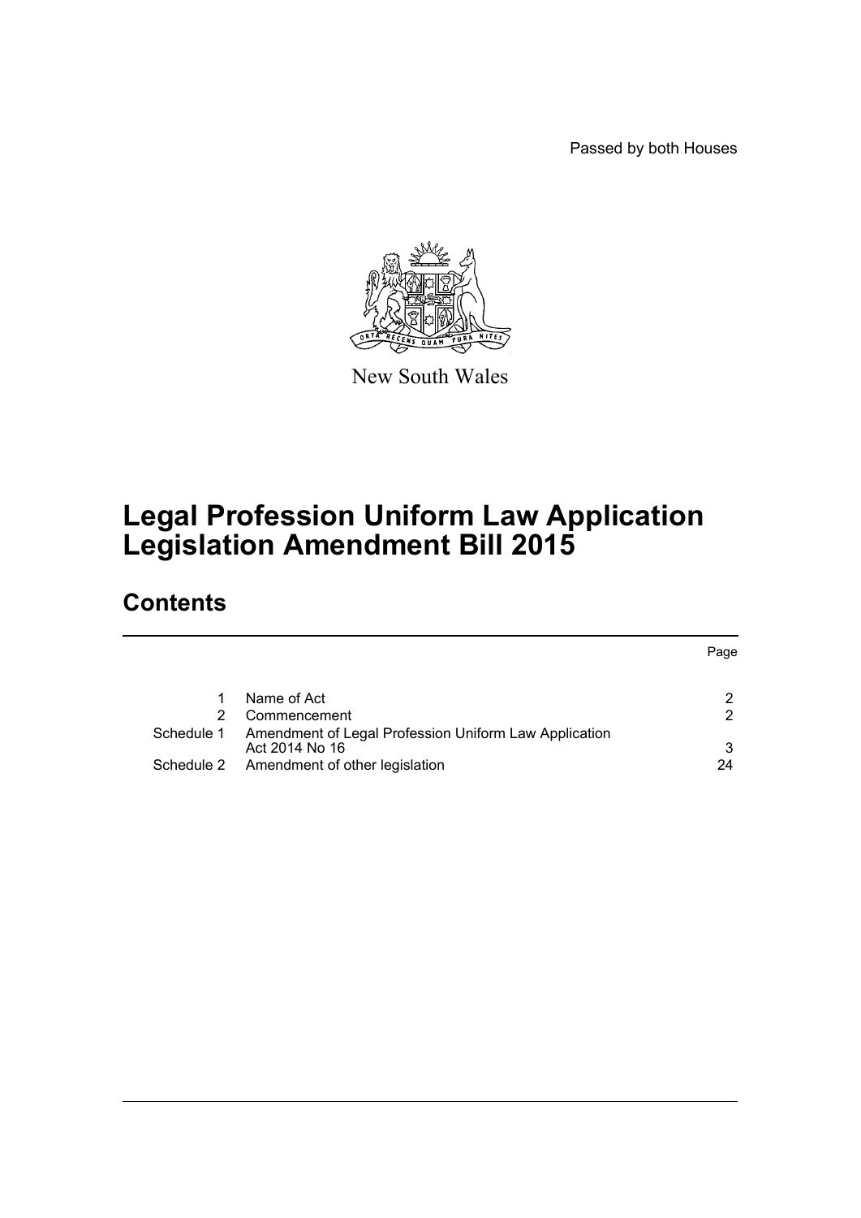Passed by both Houses

New South Wales

# Legal Profession Uniform Law Application Legislation Amendment Bill 2015

## Contents

| | | Page |
|---|---|---|
| 1 | Name of Act | 2 |
| 2 | Commencement | 2 |
| Schedule 1 | Amendment of Legal Profession Uniform Law Application Act 2014 No 16 | 3 |
| Schedule 2 | Amendment of other legislation | 24 |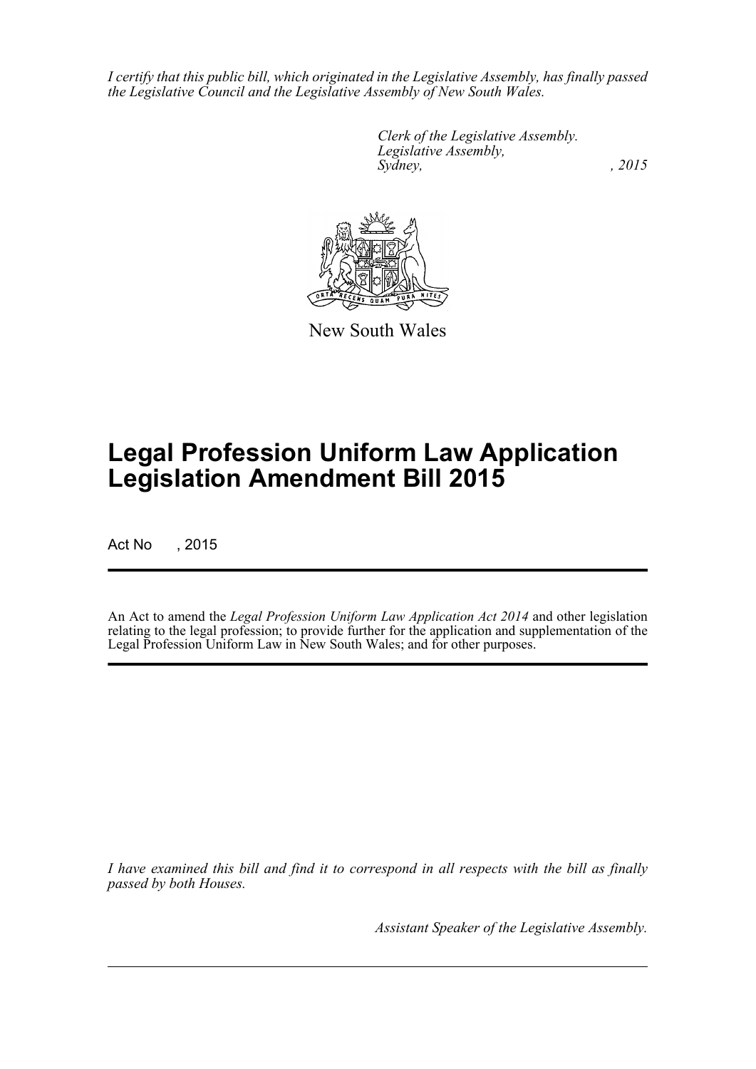*I certify that this public bill, which originated in the Legislative Assembly, has finally passed the Legislative Council and the Legislative Assembly of New South Wales.*

*Clerk of the Legislative Assembly.*
*Legislative Assembly,*
*Sydney, , 2015*

New South Wales

# Legal Profession Uniform Law Application Legislation Amendment Bill 2015

Act No , 2015

An Act to amend the *Legal Profession Uniform Law Application Act 2014* and other legislation relating to the legal profession; to provide further for the application and supplementation of the Legal Profession Uniform Law in New South Wales; and for other purposes.

*I have examined this bill and find it to correspond in all respects with the bill as finally passed by both Houses.*

*Assistant Speaker of the Legislative Assembly.*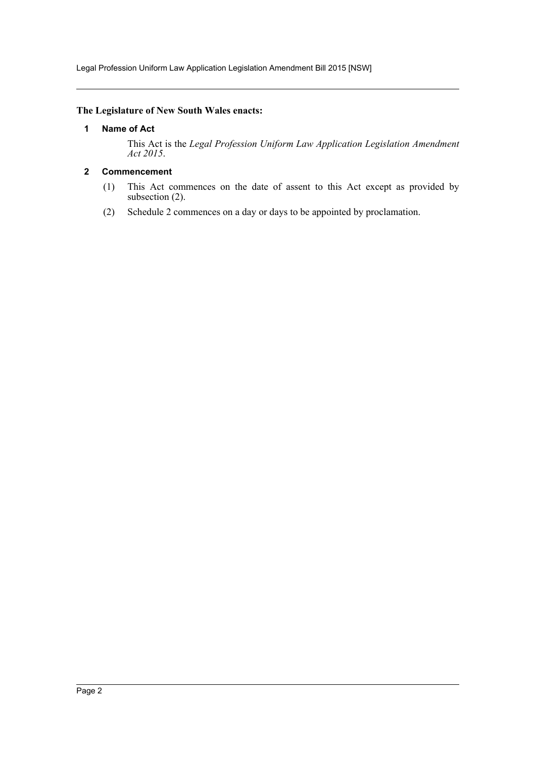**The Legislature of New South Wales enacts:**

## 1 Name of Act

This Act is the *Legal Profession Uniform Law Application Legislation Amendment Act 2015*.

## 2 Commencement

(1) This Act commences on the date of assent to this Act except as provided by subsection (2).

(2) Schedule 2 commences on a day or days to be appointed by proclamation.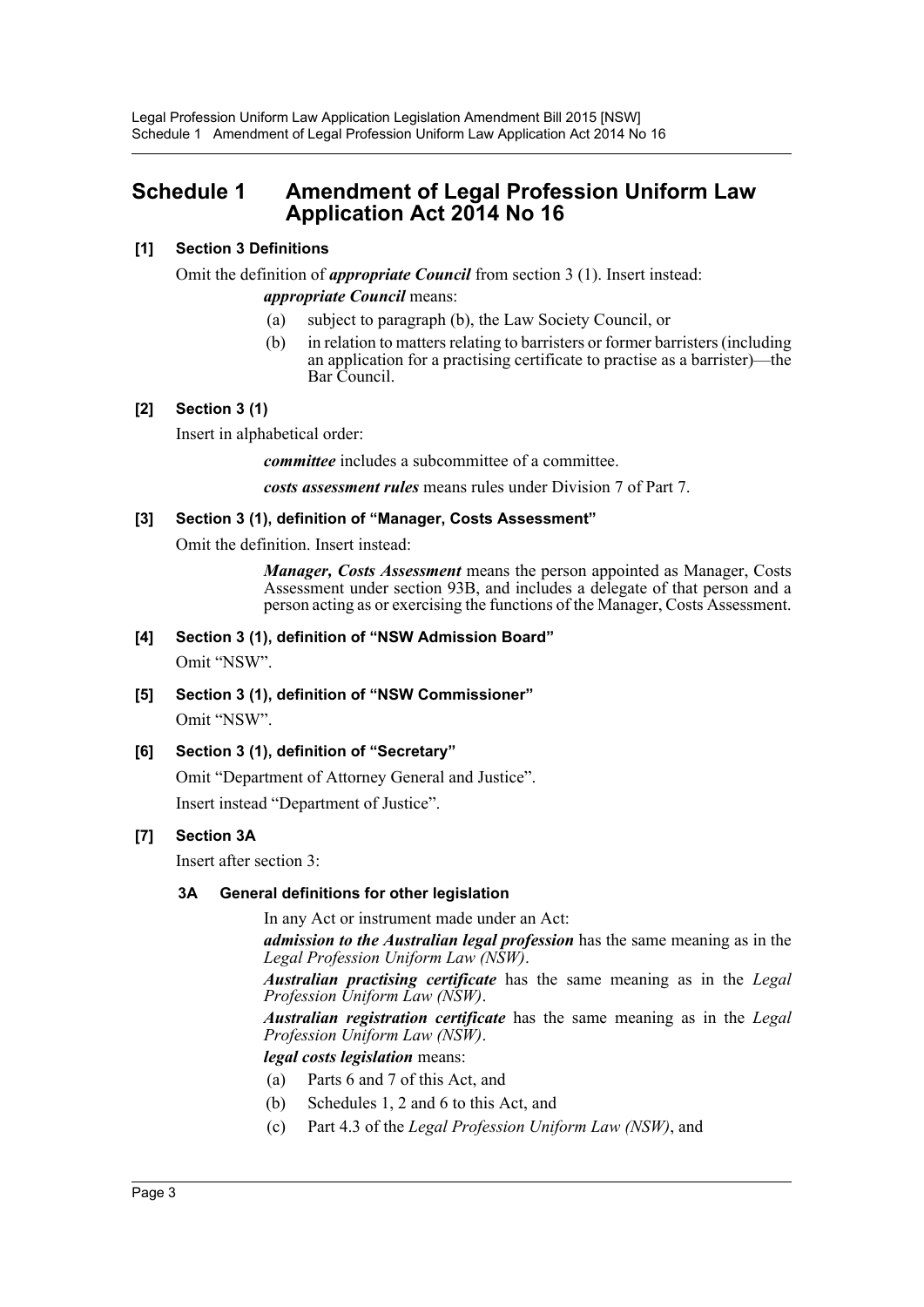## Schedule 1 Amendment of Legal Profession Uniform Law Application Act 2014 No 16

**[1] Section 3 Definitions**

Omit the definition of ***appropriate Council*** from section 3 (1). Insert instead:

***appropriate Council*** means:

(a) subject to paragraph (b), the Law Society Council, or

(b) in relation to matters relating to barristers or former barristers (including an application for a practising certificate to practise as a barrister)—the Bar Council.

**[2] Section 3 (1)**

Insert in alphabetical order:

***committee*** includes a subcommittee of a committee.

***costs assessment rules*** means rules under Division 7 of Part 7.

**[3] Section 3 (1), definition of "Manager, Costs Assessment"**

Omit the definition. Insert instead:

***Manager, Costs Assessment*** means the person appointed as Manager, Costs Assessment under section 93B, and includes a delegate of that person and a person acting as or exercising the functions of the Manager, Costs Assessment.

**[4] Section 3 (1), definition of "NSW Admission Board"**

Omit "NSW".

**[5] Section 3 (1), definition of "NSW Commissioner"**

Omit "NSW".

**[6] Section 3 (1), definition of "Secretary"**

Omit "Department of Attorney General and Justice".

Insert instead "Department of Justice".

**[7] Section 3A**

Insert after section 3:

**3A General definitions for other legislation**

In any Act or instrument made under an Act:

***admission to the Australian legal profession*** has the same meaning as in the *Legal Profession Uniform Law (NSW)*.

***Australian practising certificate*** has the same meaning as in the *Legal Profession Uniform Law (NSW)*.

***Australian registration certificate*** has the same meaning as in the *Legal Profession Uniform Law (NSW)*.

***legal costs legislation*** means:

(a) Parts 6 and 7 of this Act, and

(b) Schedules 1, 2 and 6 to this Act, and

(c) Part 4.3 of the *Legal Profession Uniform Law (NSW)*, and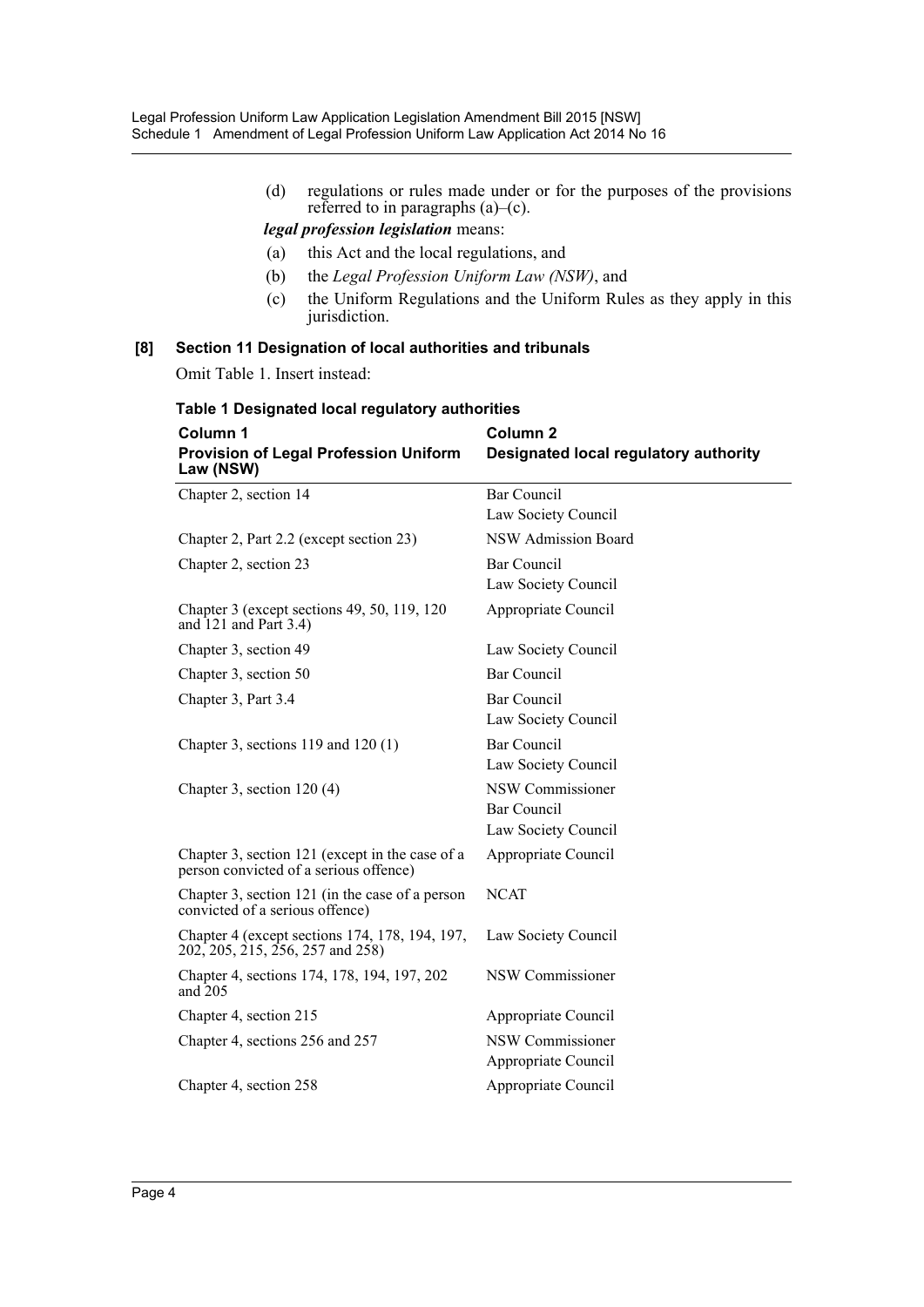(d) regulations or rules made under or for the purposes of the provisions referred to in paragraphs (a)–(c).

***legal profession legislation*** means:

(a) this Act and the local regulations, and

(b) the *Legal Profession Uniform Law (NSW)*, and

(c) the Uniform Regulations and the Uniform Rules as they apply in this jurisdiction.

**[8] Section 11 Designation of local authorities and tribunals**

Omit Table 1. Insert instead:

**Table 1 Designated local regulatory authorities**

| **Column 1**<br>**Provision of Legal Profession Uniform Law (NSW)** | **Column 2**<br>**Designated local regulatory authority** |
|---|---|
| Chapter 2, section 14 | Bar Council<br>Law Society Council |
| Chapter 2, Part 2.2 (except section 23) | NSW Admission Board |
| Chapter 2, section 23 | Bar Council<br>Law Society Council |
| Chapter 3 (except sections 49, 50, 119, 120 and 121 and Part 3.4) | Appropriate Council |
| Chapter 3, section 49 | Law Society Council |
| Chapter 3, section 50 | Bar Council |
| Chapter 3, Part 3.4 | Bar Council<br>Law Society Council |
| Chapter 3, sections 119 and 120 (1) | Bar Council<br>Law Society Council |
| Chapter 3, section 120 (4) | NSW Commissioner<br>Bar Council<br>Law Society Council |
| Chapter 3, section 121 (except in the case of a person convicted of a serious offence) | Appropriate Council |
| Chapter 3, section 121 (in the case of a person convicted of a serious offence) | NCAT |
| Chapter 4 (except sections 174, 178, 194, 197, 202, 205, 215, 256, 257 and 258) | Law Society Council |
| Chapter 4, sections 174, 178, 194, 197, 202 and 205 | NSW Commissioner |
| Chapter 4, section 215 | Appropriate Council |
| Chapter 4, sections 256 and 257 | NSW Commissioner<br>Appropriate Council |
| Chapter 4, section 258 | Appropriate Council |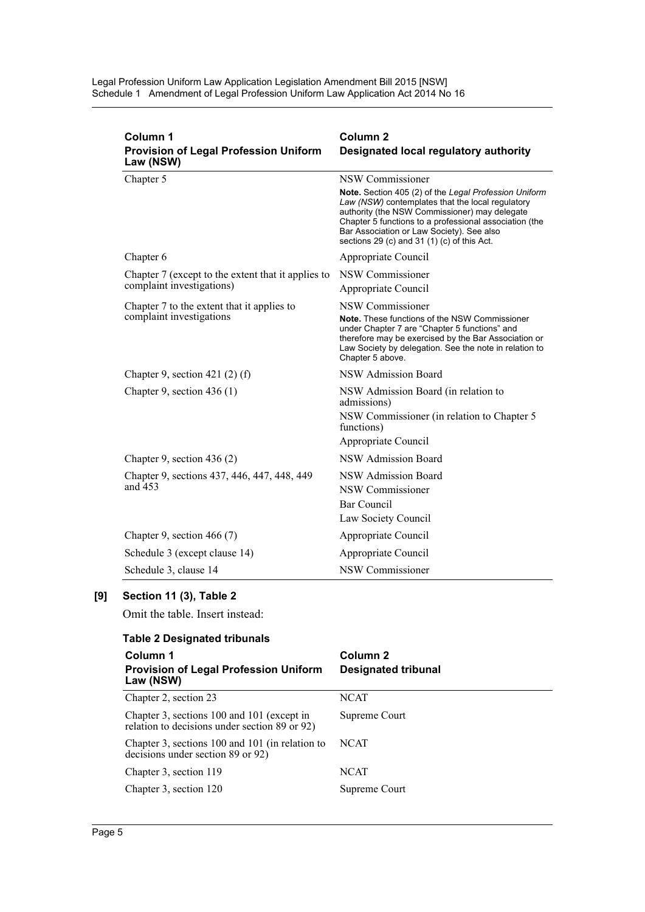| Column 1<br>Provision of Legal Profession Uniform Law (NSW) | Column 2<br>Designated local regulatory authority |
|---|---|
| Chapter 5 | NSW Commissioner<br>**Note.** Section 405 (2) of the *Legal Profession Uniform Law (NSW)* contemplates that the local regulatory authority (the NSW Commissioner) may delegate Chapter 5 functions to a professional association (the Bar Association or Law Society). See also sections 29 (c) and 31 (1) (c) of this Act. |
| Chapter 6 | Appropriate Council |
| Chapter 7 (except to the extent that it applies to complaint investigations) | NSW Commissioner<br>Appropriate Council |
| Chapter 7 to the extent that it applies to complaint investigations | NSW Commissioner<br>**Note.** These functions of the NSW Commissioner under Chapter 7 are "Chapter 5 functions" and therefore may be exercised by the Bar Association or Law Society by delegation. See the note in relation to Chapter 5 above. |
| Chapter 9, section 421 (2) (f) | NSW Admission Board |
| Chapter 9, section 436 (1) | NSW Admission Board (in relation to admissions)<br>NSW Commissioner (in relation to Chapter 5 functions)<br>Appropriate Council |
| Chapter 9, section 436 (2) | NSW Admission Board |
| Chapter 9, sections 437, 446, 447, 448, 449 and 453 | NSW Admission Board<br>NSW Commissioner<br>Bar Council<br>Law Society Council |
| Chapter 9, section 466 (7) | Appropriate Council |
| Schedule 3 (except clause 14) | Appropriate Council |
| Schedule 3, clause 14 | NSW Commissioner |

**[9] Section 11 (3), Table 2**

Omit the table. Insert instead:

**Table 2 Designated tribunals**

| Column 1<br>Provision of Legal Profession Uniform Law (NSW) | Column 2<br>Designated tribunal |
|---|---|
| Chapter 2, section 23 | NCAT |
| Chapter 3, sections 100 and 101 (except in relation to decisions under section 89 or 92) | Supreme Court |
| Chapter 3, sections 100 and 101 (in relation to decisions under section 89 or 92) | NCAT |
| Chapter 3, section 119 | NCAT |
| Chapter 3, section 120 | Supreme Court |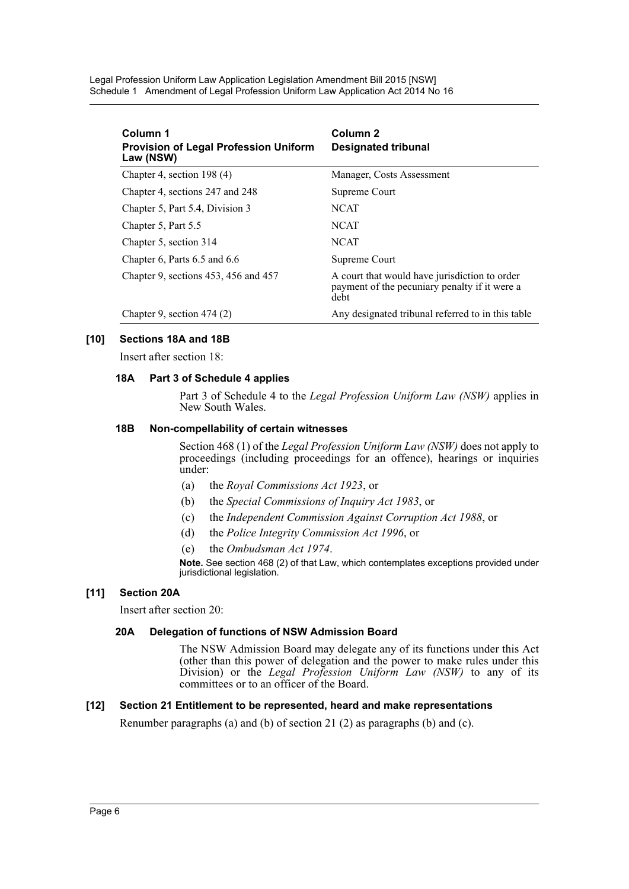| Column 1<br>Provision of Legal Profession Uniform Law (NSW) | Column 2<br>Designated tribunal |
| --- | --- |
| Chapter 4, section 198 (4) | Manager, Costs Assessment |
| Chapter 4, sections 247 and 248 | Supreme Court |
| Chapter 5, Part 5.4, Division 3 | NCAT |
| Chapter 5, Part 5.5 | NCAT |
| Chapter 5, section 314 | NCAT |
| Chapter 6, Parts 6.5 and 6.6 | Supreme Court |
| Chapter 9, sections 453, 456 and 457 | A court that would have jurisdiction to order payment of the pecuniary penalty if it were a debt |
| Chapter 9, section 474 (2) | Any designated tribunal referred to in this table |

### [10] Sections 18A and 18B

Insert after section 18:

#### 18A Part 3 of Schedule 4 applies

Part 3 of Schedule 4 to the *Legal Profession Uniform Law (NSW)* applies in New South Wales.

#### 18B Non-compellability of certain witnesses

Section 468 (1) of the *Legal Profession Uniform Law (NSW)* does not apply to proceedings (including proceedings for an offence), hearings or inquiries under:

(a) the *Royal Commissions Act 1923*, or

(b) the *Special Commissions of Inquiry Act 1983*, or

(c) the *Independent Commission Against Corruption Act 1988*, or

(d) the *Police Integrity Commission Act 1996*, or

(e) the *Ombudsman Act 1974*.

**Note.** See section 468 (2) of that Law, which contemplates exceptions provided under jurisdictional legislation.

### [11] Section 20A

Insert after section 20:

#### 20A Delegation of functions of NSW Admission Board

The NSW Admission Board may delegate any of its functions under this Act (other than this power of delegation and the power to make rules under this Division) or the *Legal Profession Uniform Law (NSW)* to any of its committees or to an officer of the Board.

### [12] Section 21 Entitlement to be represented, heard and make representations

Renumber paragraphs (a) and (b) of section 21 (2) as paragraphs (b) and (c).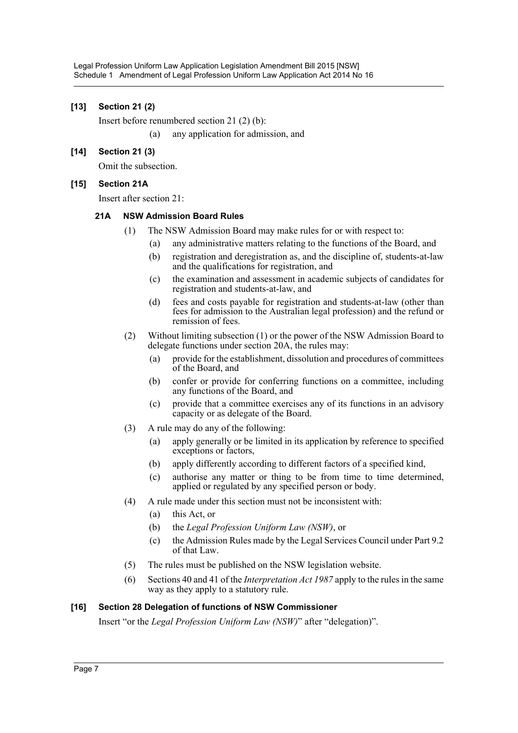**[13] Section 21 (2)**

Insert before renumbered section 21 (2) (b):

(a) any application for admission, and

**[14] Section 21 (3)**

Omit the subsection.

**[15] Section 21A**

Insert after section 21:

**21A NSW Admission Board Rules**

(1) The NSW Admission Board may make rules for or with respect to:

(a) any administrative matters relating to the functions of the Board, and

(b) registration and deregistration as, and the discipline of, students-at-law and the qualifications for registration, and

(c) the examination and assessment in academic subjects of candidates for registration and students-at-law, and

(d) fees and costs payable for registration and students-at-law (other than fees for admission to the Australian legal profession) and the refund or remission of fees.

(2) Without limiting subsection (1) or the power of the NSW Admission Board to delegate functions under section 20A, the rules may:

(a) provide for the establishment, dissolution and procedures of committees of the Board, and

(b) confer or provide for conferring functions on a committee, including any functions of the Board, and

(c) provide that a committee exercises any of its functions in an advisory capacity or as delegate of the Board.

(3) A rule may do any of the following:

(a) apply generally or be limited in its application by reference to specified exceptions or factors,

(b) apply differently according to different factors of a specified kind,

(c) authorise any matter or thing to be from time to time determined, applied or regulated by any specified person or body.

(4) A rule made under this section must not be inconsistent with:

(a) this Act, or

(b) the *Legal Profession Uniform Law (NSW)*, or

(c) the Admission Rules made by the Legal Services Council under Part 9.2 of that Law.

(5) The rules must be published on the NSW legislation website.

(6) Sections 40 and 41 of the *Interpretation Act 1987* apply to the rules in the same way as they apply to a statutory rule.

**[16] Section 28 Delegation of functions of NSW Commissioner**

Insert "or the *Legal Profession Uniform Law (NSW)*" after "delegation)".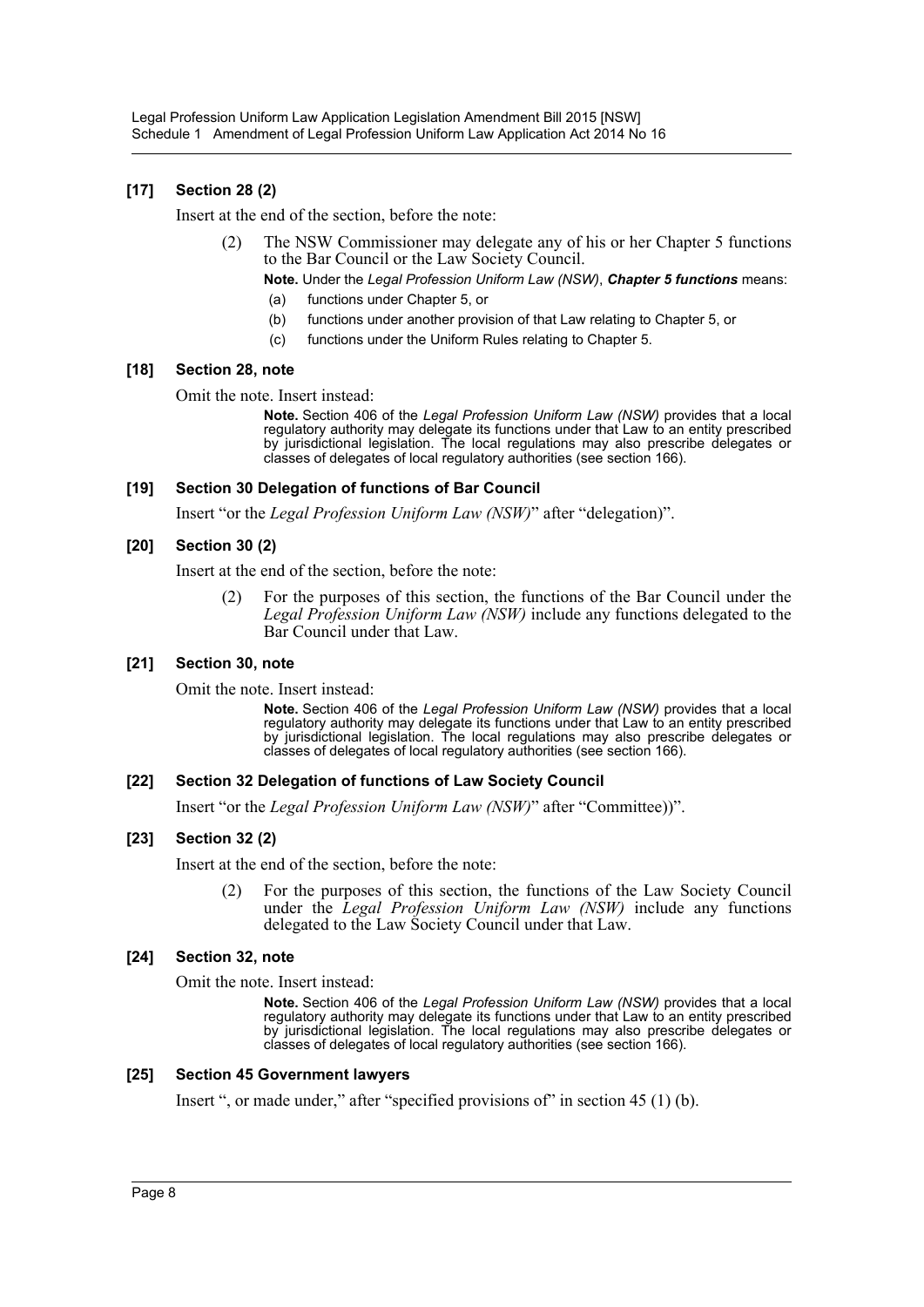### [17] Section 28 (2)

Insert at the end of the section, before the note:

> (2) The NSW Commissioner may delegate any of his or her Chapter 5 functions to the Bar Council or the Law Society Council.
>
> **Note.** Under the *Legal Profession Uniform Law (NSW)*, ***Chapter 5 functions*** means:
>
> (a) functions under Chapter 5, or
>
> (b) functions under another provision of that Law relating to Chapter 5, or
>
> (c) functions under the Uniform Rules relating to Chapter 5.

### [18] Section 28, note

Omit the note. Insert instead:

> **Note.** Section 406 of the *Legal Profession Uniform Law (NSW)* provides that a local regulatory authority may delegate its functions under that Law to an entity prescribed by jurisdictional legislation. The local regulations may also prescribe delegates or classes of delegates of local regulatory authorities (see section 166).

### [19] Section 30 Delegation of functions of Bar Council

Insert "or the *Legal Profession Uniform Law (NSW)*" after "delegation)".

### [20] Section 30 (2)

Insert at the end of the section, before the note:

> (2) For the purposes of this section, the functions of the Bar Council under the *Legal Profession Uniform Law (NSW)* include any functions delegated to the Bar Council under that Law.

### [21] Section 30, note

Omit the note. Insert instead:

> **Note.** Section 406 of the *Legal Profession Uniform Law (NSW)* provides that a local regulatory authority may delegate its functions under that Law to an entity prescribed by jurisdictional legislation. The local regulations may also prescribe delegates or classes of delegates of local regulatory authorities (see section 166).

### [22] Section 32 Delegation of functions of Law Society Council

Insert "or the *Legal Profession Uniform Law (NSW)*" after "Committee))".

### [23] Section 32 (2)

Insert at the end of the section, before the note:

> (2) For the purposes of this section, the functions of the Law Society Council under the *Legal Profession Uniform Law (NSW)* include any functions delegated to the Law Society Council under that Law.

### [24] Section 32, note

Omit the note. Insert instead:

> **Note.** Section 406 of the *Legal Profession Uniform Law (NSW)* provides that a local regulatory authority may delegate its functions under that Law to an entity prescribed by jurisdictional legislation. The local regulations may also prescribe delegates or classes of delegates of local regulatory authorities (see section 166).

### [25] Section 45 Government lawyers

Insert ", or made under," after "specified provisions of" in section 45 (1) (b).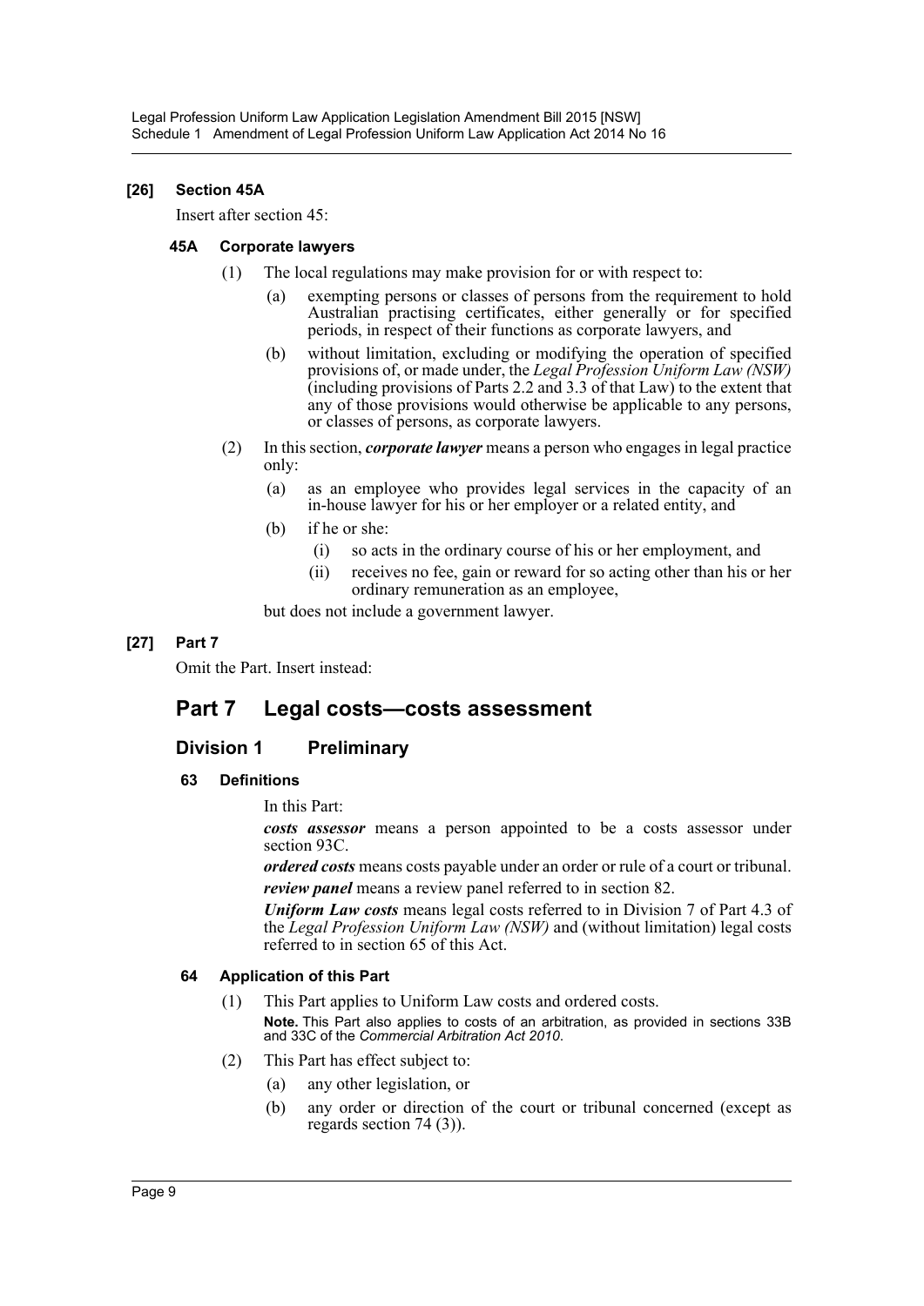**[26] Section 45A**

Insert after section 45:

**45A Corporate lawyers**

(1) The local regulations may make provision for or with respect to:

(a) exempting persons or classes of persons from the requirement to hold Australian practising certificates, either generally or for specified periods, in respect of their functions as corporate lawyers, and

(b) without limitation, excluding or modifying the operation of specified provisions of, or made under, the *Legal Profession Uniform Law (NSW)* (including provisions of Parts 2.2 and 3.3 of that Law) to the extent that any of those provisions would otherwise be applicable to any persons, or classes of persons, as corporate lawyers.

(2) In this section, ***corporate lawyer*** means a person who engages in legal practice only:

(a) as an employee who provides legal services in the capacity of an in-house lawyer for his or her employer or a related entity, and

(b) if he or she:

(i) so acts in the ordinary course of his or her employment, and

(ii) receives no fee, gain or reward for so acting other than his or her ordinary remuneration as an employee,

but does not include a government lawyer.

**[27] Part 7**

Omit the Part. Insert instead:

# Part 7 Legal costs—costs assessment

## Division 1 Preliminary

**63 Definitions**

In this Part:

***costs assessor*** means a person appointed to be a costs assessor under section 93C.

***ordered costs*** means costs payable under an order or rule of a court or tribunal.

***review panel*** means a review panel referred to in section 82.

***Uniform Law costs*** means legal costs referred to in Division 7 of Part 4.3 of the *Legal Profession Uniform Law (NSW)* and (without limitation) legal costs referred to in section 65 of this Act.

**64 Application of this Part**

(1) This Part applies to Uniform Law costs and ordered costs.

**Note.** This Part also applies to costs of an arbitration, as provided in sections 33B and 33C of the *Commercial Arbitration Act 2010*.

(2) This Part has effect subject to:

(a) any other legislation, or

(b) any order or direction of the court or tribunal concerned (except as regards section 74 (3)).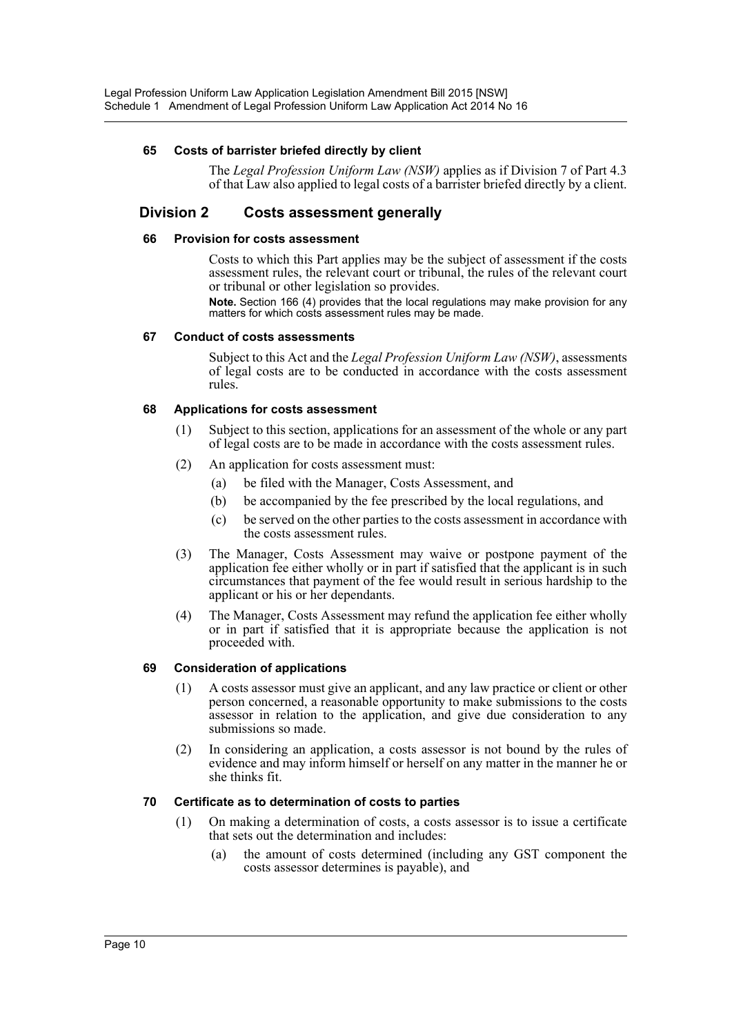#### 65 Costs of barrister briefed directly by client

The *Legal Profession Uniform Law (NSW)* applies as if Division 7 of Part 4.3 of that Law also applied to legal costs of a barrister briefed directly by a client.

### Division 2 Costs assessment generally

#### 66 Provision for costs assessment

Costs to which this Part applies may be the subject of assessment if the costs assessment rules, the relevant court or tribunal, the rules of the relevant court or tribunal or other legislation so provides.

**Note.** Section 166 (4) provides that the local regulations may make provision for any matters for which costs assessment rules may be made.

#### 67 Conduct of costs assessments

Subject to this Act and the *Legal Profession Uniform Law (NSW)*, assessments of legal costs are to be conducted in accordance with the costs assessment rules.

#### 68 Applications for costs assessment

(1) Subject to this section, applications for an assessment of the whole or any part of legal costs are to be made in accordance with the costs assessment rules.

(2) An application for costs assessment must:

- (a) be filed with the Manager, Costs Assessment, and
- (b) be accompanied by the fee prescribed by the local regulations, and
- (c) be served on the other parties to the costs assessment in accordance with the costs assessment rules.

(3) The Manager, Costs Assessment may waive or postpone payment of the application fee either wholly or in part if satisfied that the applicant is in such circumstances that payment of the fee would result in serious hardship to the applicant or his or her dependants.

(4) The Manager, Costs Assessment may refund the application fee either wholly or in part if satisfied that it is appropriate because the application is not proceeded with.

#### 69 Consideration of applications

(1) A costs assessor must give an applicant, and any law practice or client or other person concerned, a reasonable opportunity to make submissions to the costs assessor in relation to the application, and give due consideration to any submissions so made.

(2) In considering an application, a costs assessor is not bound by the rules of evidence and may inform himself or herself on any matter in the manner he or she thinks fit.

#### 70 Certificate as to determination of costs to parties

(1) On making a determination of costs, a costs assessor is to issue a certificate that sets out the determination and includes:

- (a) the amount of costs determined (including any GST component the costs assessor determines is payable), and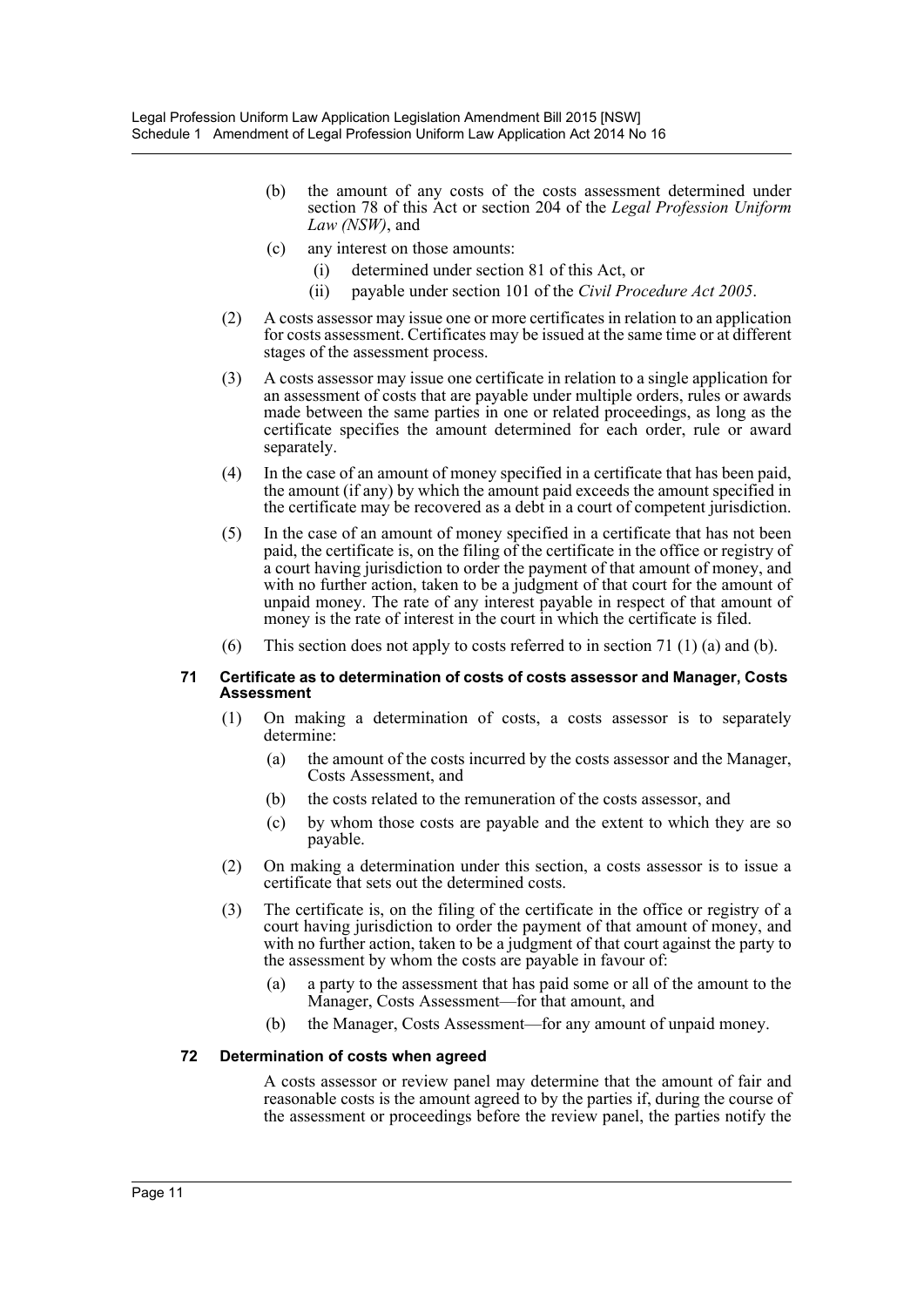(b) the amount of any costs of the costs assessment determined under section 78 of this Act or section 204 of the *Legal Profession Uniform Law (NSW)*, and

(c) any interest on those amounts:

(i) determined under section 81 of this Act, or

(ii) payable under section 101 of the *Civil Procedure Act 2005*.

(2) A costs assessor may issue one or more certificates in relation to an application for costs assessment. Certificates may be issued at the same time or at different stages of the assessment process.

(3) A costs assessor may issue one certificate in relation to a single application for an assessment of costs that are payable under multiple orders, rules or awards made between the same parties in one or related proceedings, as long as the certificate specifies the amount determined for each order, rule or award separately.

(4) In the case of an amount of money specified in a certificate that has been paid, the amount (if any) by which the amount paid exceeds the amount specified in the certificate may be recovered as a debt in a court of competent jurisdiction.

(5) In the case of an amount of money specified in a certificate that has not been paid, the certificate is, on the filing of the certificate in the office or registry of a court having jurisdiction to order the payment of that amount of money, and with no further action, taken to be a judgment of that court for the amount of unpaid money. The rate of any interest payable in respect of that amount of money is the rate of interest in the court in which the certificate is filed.

(6) This section does not apply to costs referred to in section 71 (1) (a) and (b).

#### 71 Certificate as to determination of costs of costs assessor and Manager, Costs Assessment

(1) On making a determination of costs, a costs assessor is to separately determine:

(a) the amount of the costs incurred by the costs assessor and the Manager, Costs Assessment, and

(b) the costs related to the remuneration of the costs assessor, and

(c) by whom those costs are payable and the extent to which they are so payable.

(2) On making a determination under this section, a costs assessor is to issue a certificate that sets out the determined costs.

(3) The certificate is, on the filing of the certificate in the office or registry of a court having jurisdiction to order the payment of that amount of money, and with no further action, taken to be a judgment of that court against the party to the assessment by whom the costs are payable in favour of:

(a) a party to the assessment that has paid some or all of the amount to the Manager, Costs Assessment—for that amount, and

(b) the Manager, Costs Assessment—for any amount of unpaid money.

#### 72 Determination of costs when agreed

A costs assessor or review panel may determine that the amount of fair and reasonable costs is the amount agreed to by the parties if, during the course of the assessment or proceedings before the review panel, the parties notify the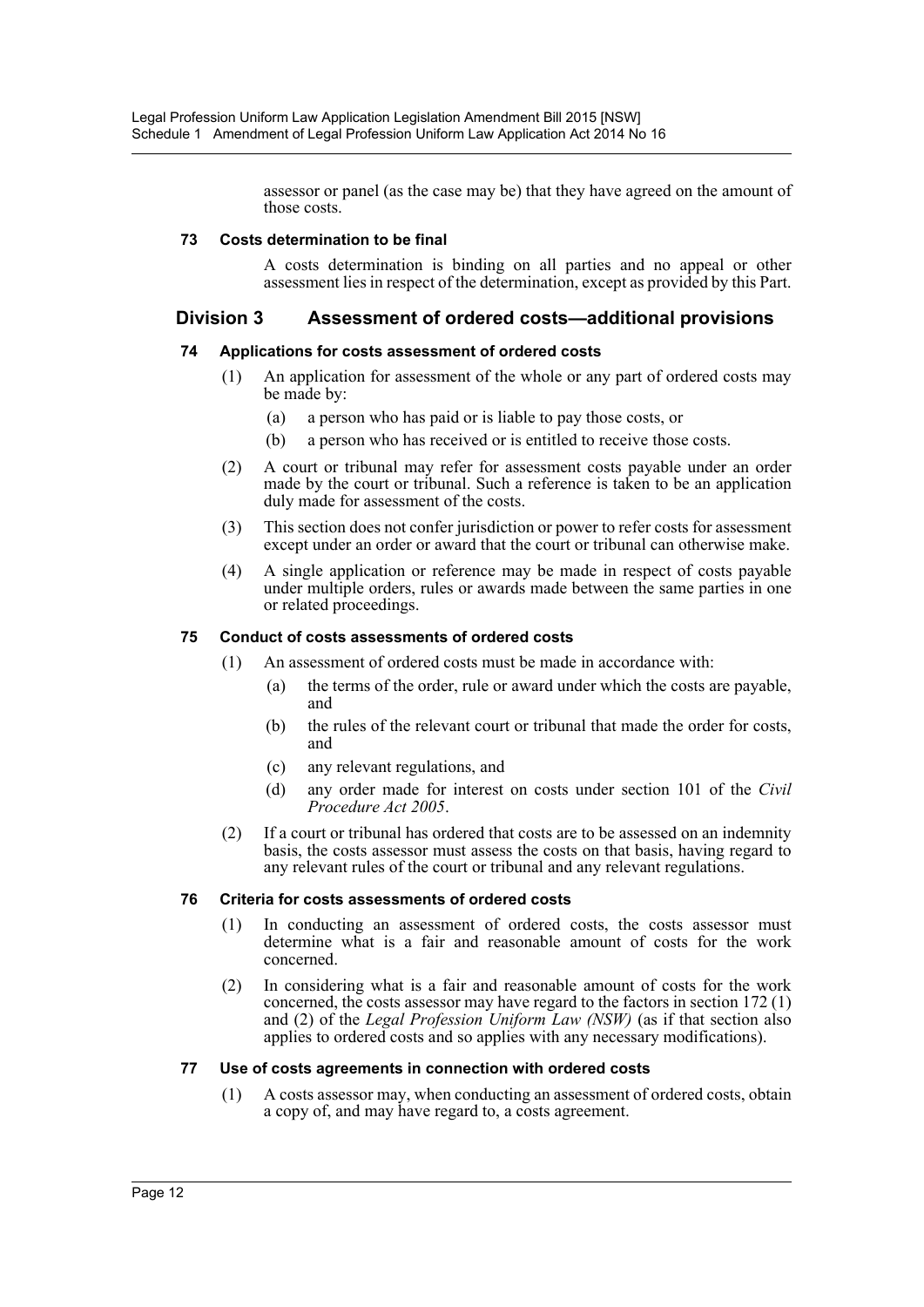assessor or panel (as the case may be) that they have agreed on the amount of those costs.

#### 73 Costs determination to be final

A costs determination is binding on all parties and no appeal or other assessment lies in respect of the determination, except as provided by this Part.

### Division 3 Assessment of ordered costs—additional provisions

#### 74 Applications for costs assessment of ordered costs

(1) An application for assessment of the whole or any part of ordered costs may be made by:

(a) a person who has paid or is liable to pay those costs, or

(b) a person who has received or is entitled to receive those costs.

(2) A court or tribunal may refer for assessment costs payable under an order made by the court or tribunal. Such a reference is taken to be an application duly made for assessment of the costs.

(3) This section does not confer jurisdiction or power to refer costs for assessment except under an order or award that the court or tribunal can otherwise make.

(4) A single application or reference may be made in respect of costs payable under multiple orders, rules or awards made between the same parties in one or related proceedings.

#### 75 Conduct of costs assessments of ordered costs

(1) An assessment of ordered costs must be made in accordance with:

(a) the terms of the order, rule or award under which the costs are payable, and

(b) the rules of the relevant court or tribunal that made the order for costs, and

(c) any relevant regulations, and

(d) any order made for interest on costs under section 101 of the *Civil Procedure Act 2005*.

(2) If a court or tribunal has ordered that costs are to be assessed on an indemnity basis, the costs assessor must assess the costs on that basis, having regard to any relevant rules of the court or tribunal and any relevant regulations.

#### 76 Criteria for costs assessments of ordered costs

(1) In conducting an assessment of ordered costs, the costs assessor must determine what is a fair and reasonable amount of costs for the work concerned.

(2) In considering what is a fair and reasonable amount of costs for the work concerned, the costs assessor may have regard to the factors in section 172 (1) and (2) of the *Legal Profession Uniform Law (NSW)* (as if that section also applies to ordered costs and so applies with any necessary modifications).

#### 77 Use of costs agreements in connection with ordered costs

(1) A costs assessor may, when conducting an assessment of ordered costs, obtain a copy of, and may have regard to, a costs agreement.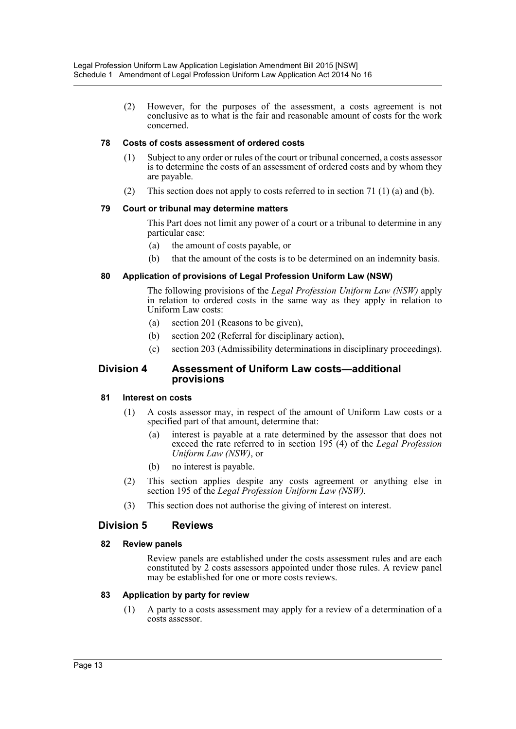(2) However, for the purposes of the assessment, a costs agreement is not conclusive as to what is the fair and reasonable amount of costs for the work concerned.

#### 78 Costs of costs assessment of ordered costs

(1) Subject to any order or rules of the court or tribunal concerned, a costs assessor is to determine the costs of an assessment of ordered costs and by whom they are payable.

(2) This section does not apply to costs referred to in section 71 (1) (a) and (b).

#### 79 Court or tribunal may determine matters

This Part does not limit any power of a court or a tribunal to determine in any particular case:

(a) the amount of costs payable, or

(b) that the amount of the costs is to be determined on an indemnity basis.

#### 80 Application of provisions of Legal Profession Uniform Law (NSW)

The following provisions of the *Legal Profession Uniform Law (NSW)* apply in relation to ordered costs in the same way as they apply in relation to Uniform Law costs:

(a) section 201 (Reasons to be given),

(b) section 202 (Referral for disciplinary action),

(c) section 203 (Admissibility determinations in disciplinary proceedings).

### Division 4 Assessment of Uniform Law costs—additional provisions

#### 81 Interest on costs

(1) A costs assessor may, in respect of the amount of Uniform Law costs or a specified part of that amount, determine that:

(a) interest is payable at a rate determined by the assessor that does not exceed the rate referred to in section 195 (4) of the *Legal Profession Uniform Law (NSW)*, or

(b) no interest is payable.

(2) This section applies despite any costs agreement or anything else in section 195 of the *Legal Profession Uniform Law (NSW)*.

(3) This section does not authorise the giving of interest on interest.

### Division 5 Reviews

#### 82 Review panels

Review panels are established under the costs assessment rules and are each constituted by 2 costs assessors appointed under those rules. A review panel may be established for one or more costs reviews.

#### 83 Application by party for review

(1) A party to a costs assessment may apply for a review of a determination of a costs assessor.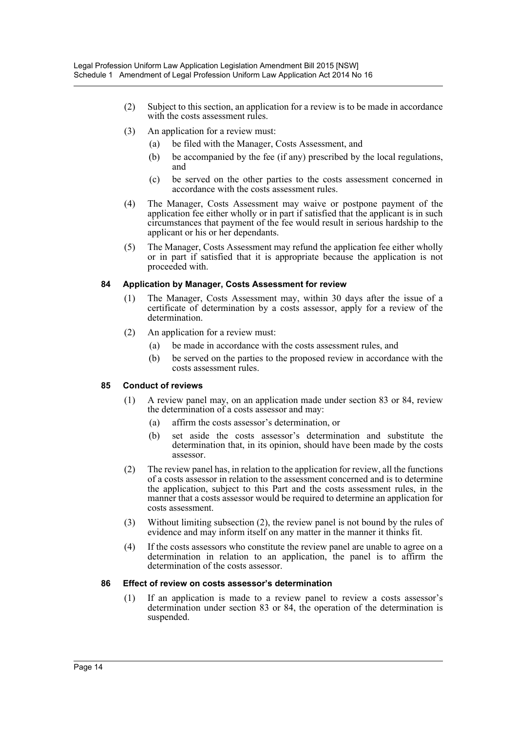(2) Subject to this section, an application for a review is to be made in accordance with the costs assessment rules.

(3) An application for a review must:

- (a) be filed with the Manager, Costs Assessment, and
- (b) be accompanied by the fee (if any) prescribed by the local regulations, and
- (c) be served on the other parties to the costs assessment concerned in accordance with the costs assessment rules.

(4) The Manager, Costs Assessment may waive or postpone payment of the application fee either wholly or in part if satisfied that the applicant is in such circumstances that payment of the fee would result in serious hardship to the applicant or his or her dependants.

(5) The Manager, Costs Assessment may refund the application fee either wholly or in part if satisfied that it is appropriate because the application is not proceeded with.

#### 84 Application by Manager, Costs Assessment for review

(1) The Manager, Costs Assessment may, within 30 days after the issue of a certificate of determination by a costs assessor, apply for a review of the determination.

(2) An application for a review must:

- (a) be made in accordance with the costs assessment rules, and
- (b) be served on the parties to the proposed review in accordance with the costs assessment rules.

#### 85 Conduct of reviews

(1) A review panel may, on an application made under section 83 or 84, review the determination of a costs assessor and may:

- (a) affirm the costs assessor's determination, or
- (b) set aside the costs assessor's determination and substitute the determination that, in its opinion, should have been made by the costs assessor.

(2) The review panel has, in relation to the application for review, all the functions of a costs assessor in relation to the assessment concerned and is to determine the application, subject to this Part and the costs assessment rules, in the manner that a costs assessor would be required to determine an application for costs assessment.

(3) Without limiting subsection (2), the review panel is not bound by the rules of evidence and may inform itself on any matter in the manner it thinks fit.

(4) If the costs assessors who constitute the review panel are unable to agree on a determination in relation to an application, the panel is to affirm the determination of the costs assessor.

#### 86 Effect of review on costs assessor's determination

(1) If an application is made to a review panel to review a costs assessor's determination under section 83 or 84, the operation of the determination is suspended.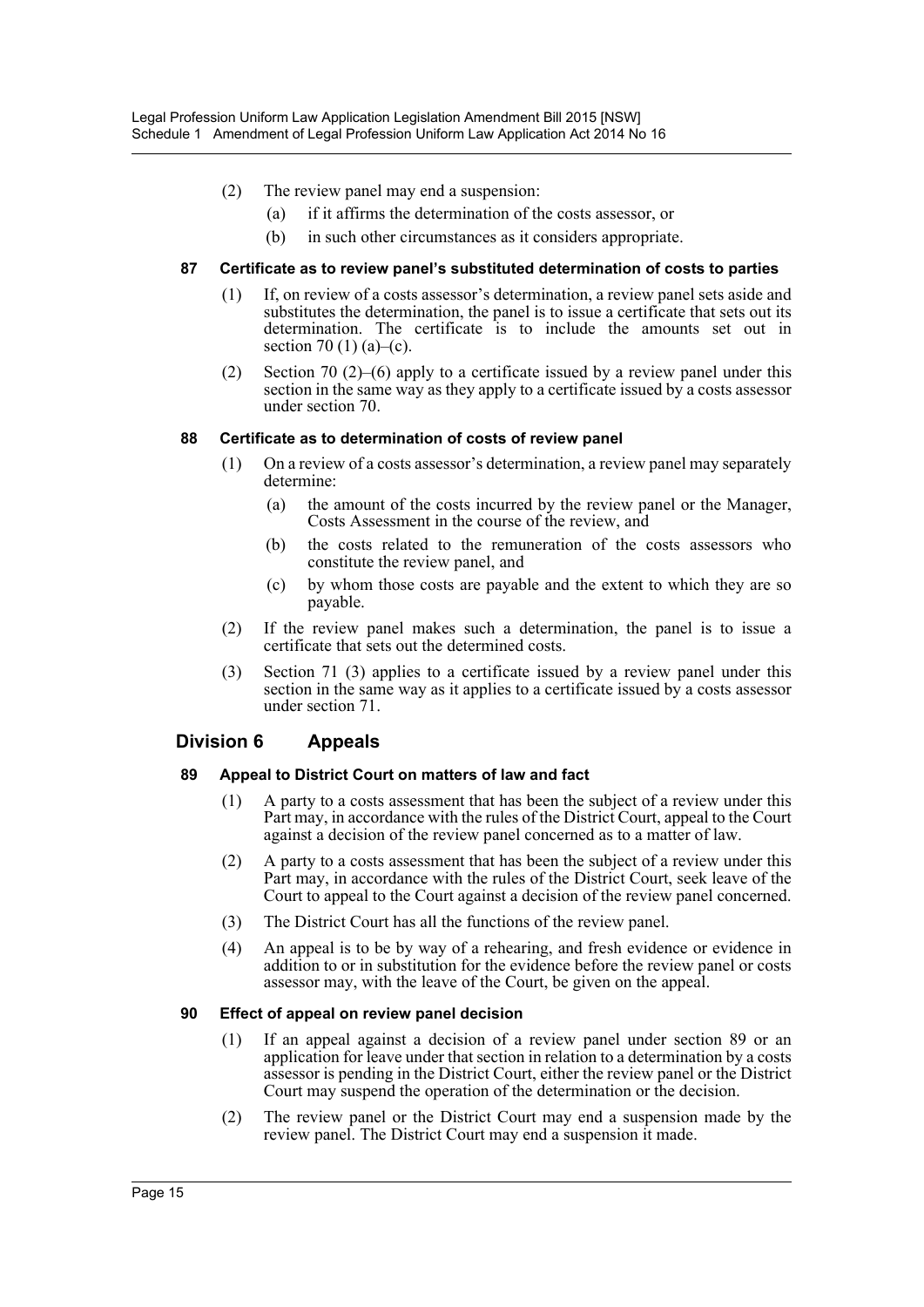(2) The review panel may end a suspension:

(a) if it affirms the determination of the costs assessor, or

(b) in such other circumstances as it considers appropriate.

#### 87 Certificate as to review panel's substituted determination of costs to parties

(1) If, on review of a costs assessor's determination, a review panel sets aside and substitutes the determination, the panel is to issue a certificate that sets out its determination. The certificate is to include the amounts set out in section 70 (1) (a)–(c).

(2) Section 70 (2)–(6) apply to a certificate issued by a review panel under this section in the same way as they apply to a certificate issued by a costs assessor under section 70.

#### 88 Certificate as to determination of costs of review panel

(1) On a review of a costs assessor's determination, a review panel may separately determine:

(a) the amount of the costs incurred by the review panel or the Manager, Costs Assessment in the course of the review, and

(b) the costs related to the remuneration of the costs assessors who constitute the review panel, and

(c) by whom those costs are payable and the extent to which they are so payable.

(2) If the review panel makes such a determination, the panel is to issue a certificate that sets out the determined costs.

(3) Section 71 (3) applies to a certificate issued by a review panel under this section in the same way as it applies to a certificate issued by a costs assessor under section 71.

### Division 6 Appeals

#### 89 Appeal to District Court on matters of law and fact

(1) A party to a costs assessment that has been the subject of a review under this Part may, in accordance with the rules of the District Court, appeal to the Court against a decision of the review panel concerned as to a matter of law.

(2) A party to a costs assessment that has been the subject of a review under this Part may, in accordance with the rules of the District Court, seek leave of the Court to appeal to the Court against a decision of the review panel concerned.

(3) The District Court has all the functions of the review panel.

(4) An appeal is to be by way of a rehearing, and fresh evidence or evidence in addition to or in substitution for the evidence before the review panel or costs assessor may, with the leave of the Court, be given on the appeal.

#### 90 Effect of appeal on review panel decision

(1) If an appeal against a decision of a review panel under section 89 or an application for leave under that section in relation to a determination by a costs assessor is pending in the District Court, either the review panel or the District Court may suspend the operation of the determination or the decision.

(2) The review panel or the District Court may end a suspension made by the review panel. The District Court may end a suspension it made.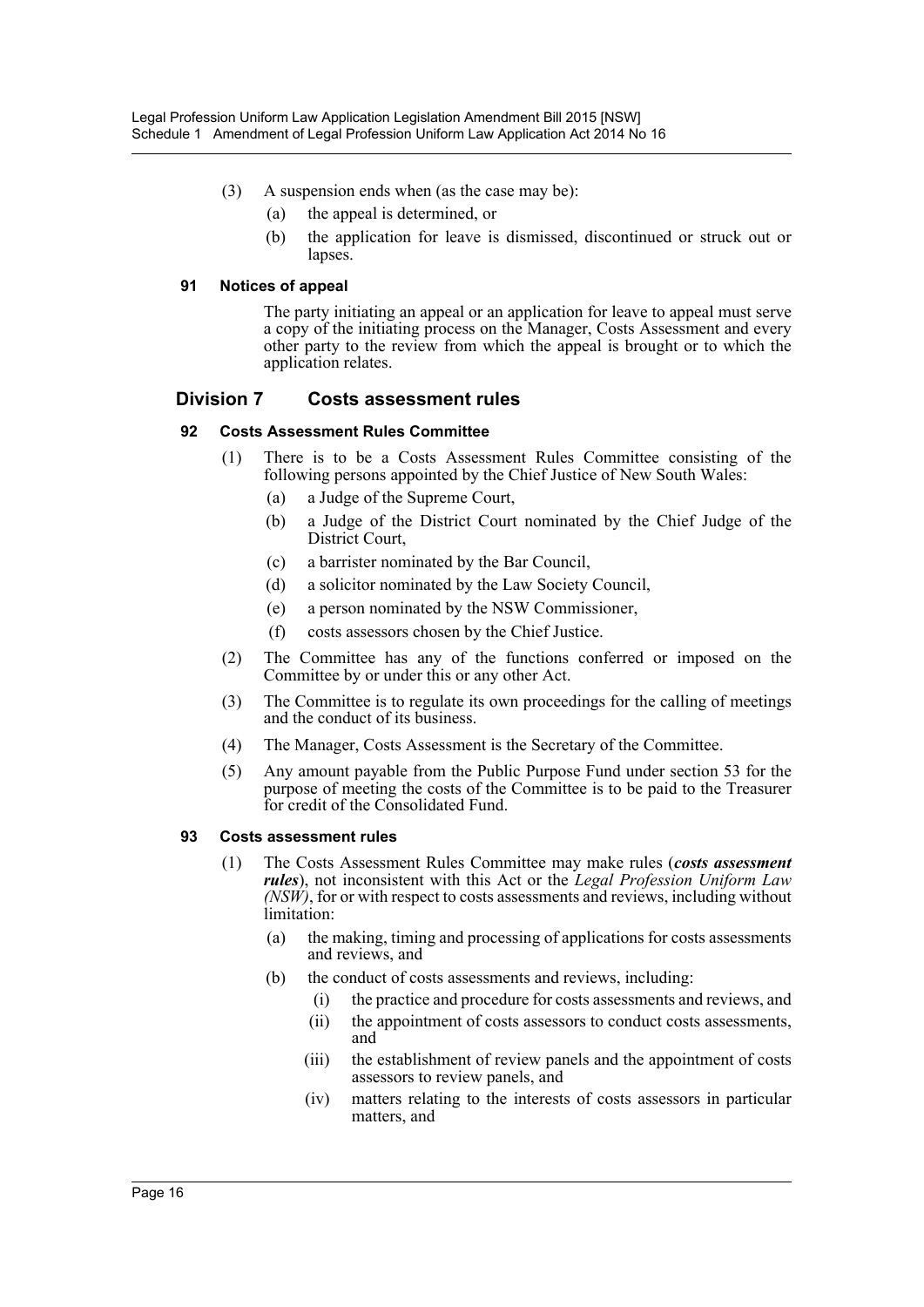(3) A suspension ends when (as the case may be):

(a) the appeal is determined, or

(b) the application for leave is dismissed, discontinued or struck out or lapses.

#### 91 Notices of appeal

The party initiating an appeal or an application for leave to appeal must serve a copy of the initiating process on the Manager, Costs Assessment and every other party to the review from which the appeal is brought or to which the application relates.

### Division 7 Costs assessment rules

#### 92 Costs Assessment Rules Committee

(1) There is to be a Costs Assessment Rules Committee consisting of the following persons appointed by the Chief Justice of New South Wales:

(a) a Judge of the Supreme Court,

(b) a Judge of the District Court nominated by the Chief Judge of the District Court,

(c) a barrister nominated by the Bar Council,

(d) a solicitor nominated by the Law Society Council,

(e) a person nominated by the NSW Commissioner,

(f) costs assessors chosen by the Chief Justice.

(2) The Committee has any of the functions conferred or imposed on the Committee by or under this or any other Act.

(3) The Committee is to regulate its own proceedings for the calling of meetings and the conduct of its business.

(4) The Manager, Costs Assessment is the Secretary of the Committee.

(5) Any amount payable from the Public Purpose Fund under section 53 for the purpose of meeting the costs of the Committee is to be paid to the Treasurer for credit of the Consolidated Fund.

#### 93 Costs assessment rules

(1) The Costs Assessment Rules Committee may make rules (***costs assessment rules***), not inconsistent with this Act or the *Legal Profession Uniform Law (NSW)*, for or with respect to costs assessments and reviews, including without limitation:

(a) the making, timing and processing of applications for costs assessments and reviews, and

(b) the conduct of costs assessments and reviews, including:

(i) the practice and procedure for costs assessments and reviews, and

(ii) the appointment of costs assessors to conduct costs assessments, and

(iii) the establishment of review panels and the appointment of costs assessors to review panels, and

(iv) matters relating to the interests of costs assessors in particular matters, and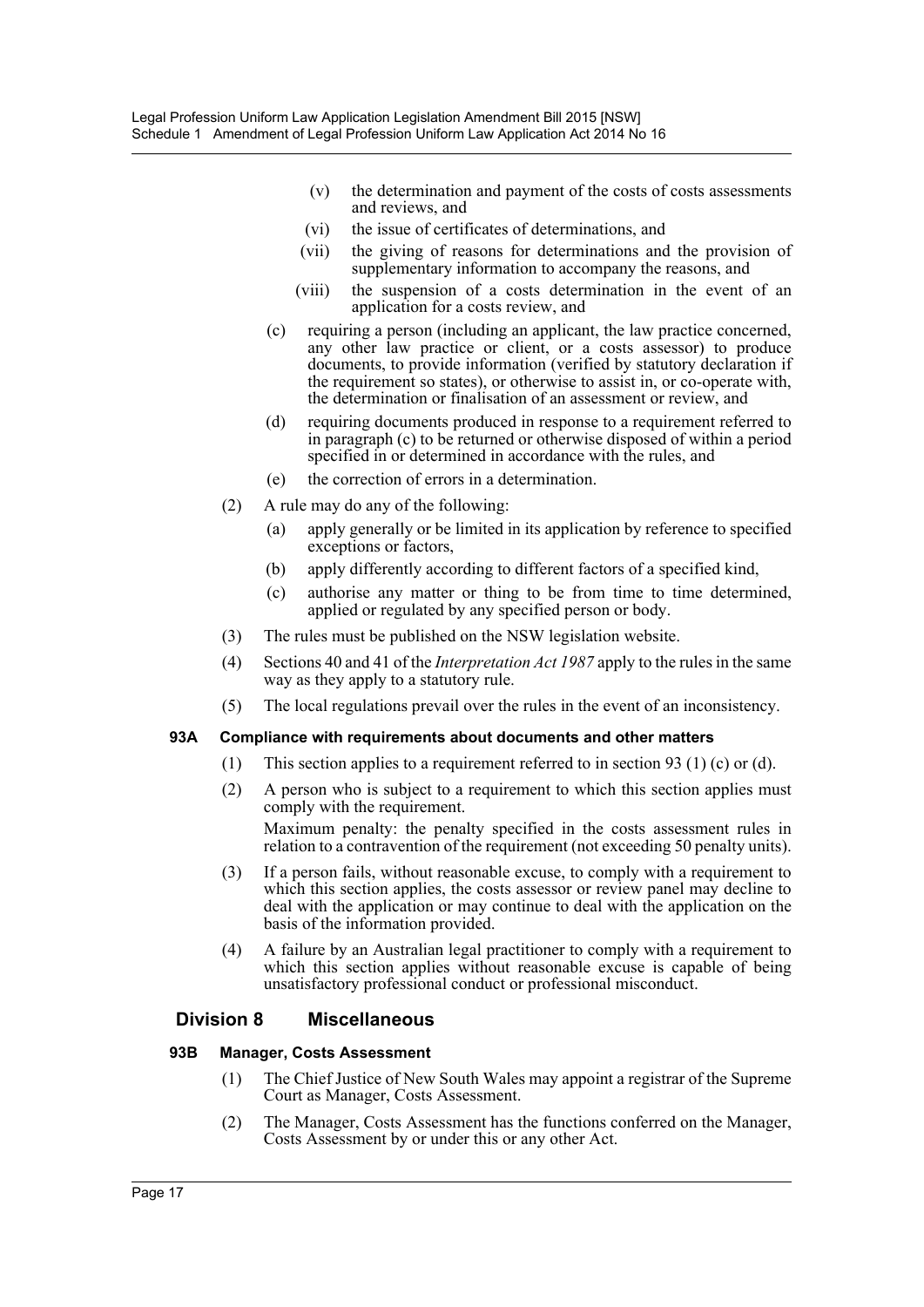(v) the determination and payment of the costs of costs assessments and reviews, and

(vi) the issue of certificates of determinations, and

(vii) the giving of reasons for determinations and the provision of supplementary information to accompany the reasons, and

(viii) the suspension of a costs determination in the event of an application for a costs review, and

(c) requiring a person (including an applicant, the law practice concerned, any other law practice or client, or a costs assessor) to produce documents, to provide information (verified by statutory declaration if the requirement so states), or otherwise to assist in, or co-operate with, the determination or finalisation of an assessment or review, and

(d) requiring documents produced in response to a requirement referred to in paragraph (c) to be returned or otherwise disposed of within a period specified in or determined in accordance with the rules, and

(e) the correction of errors in a determination.

(2) A rule may do any of the following:

(a) apply generally or be limited in its application by reference to specified exceptions or factors,

(b) apply differently according to different factors of a specified kind,

(c) authorise any matter or thing to be from time to time determined, applied or regulated by any specified person or body.

(3) The rules must be published on the NSW legislation website.

(4) Sections 40 and 41 of the *Interpretation Act 1987* apply to the rules in the same way as they apply to a statutory rule.

(5) The local regulations prevail over the rules in the event of an inconsistency.

**93A Compliance with requirements about documents and other matters**

(1) This section applies to a requirement referred to in section 93 (1) (c) or (d).

(2) A person who is subject to a requirement to which this section applies must comply with the requirement.

Maximum penalty: the penalty specified in the costs assessment rules in relation to a contravention of the requirement (not exceeding 50 penalty units).

(3) If a person fails, without reasonable excuse, to comply with a requirement to which this section applies, the costs assessor or review panel may decline to deal with the application or may continue to deal with the application on the basis of the information provided.

(4) A failure by an Australian legal practitioner to comply with a requirement to which this section applies without reasonable excuse is capable of being unsatisfactory professional conduct or professional misconduct.

## Division 8 Miscellaneous

**93B Manager, Costs Assessment**

(1) The Chief Justice of New South Wales may appoint a registrar of the Supreme Court as Manager, Costs Assessment.

(2) The Manager, Costs Assessment has the functions conferred on the Manager, Costs Assessment by or under this or any other Act.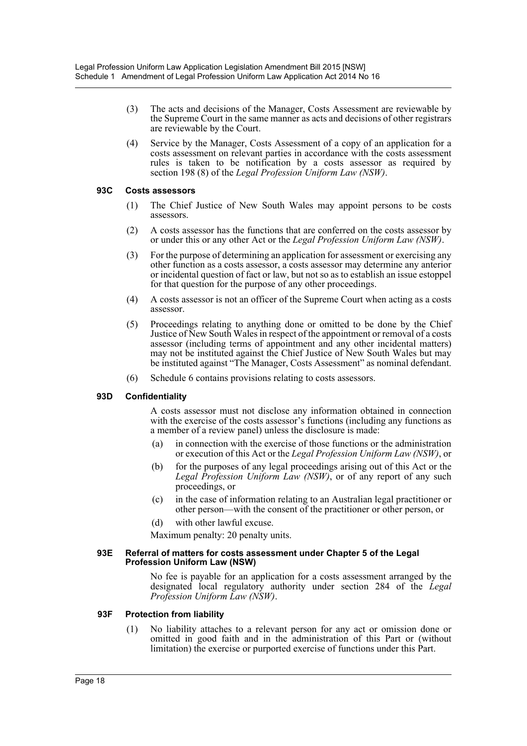(3) The acts and decisions of the Manager, Costs Assessment are reviewable by the Supreme Court in the same manner as acts and decisions of other registrars are reviewable by the Court.

(4) Service by the Manager, Costs Assessment of a copy of an application for a costs assessment on relevant parties in accordance with the costs assessment rules is taken to be notification by a costs assessor as required by section 198 (8) of the *Legal Profession Uniform Law (NSW)*.

### 93C Costs assessors

(1) The Chief Justice of New South Wales may appoint persons to be costs assessors.

(2) A costs assessor has the functions that are conferred on the costs assessor by or under this or any other Act or the *Legal Profession Uniform Law (NSW)*.

(3) For the purpose of determining an application for assessment or exercising any other function as a costs assessor, a costs assessor may determine any anterior or incidental question of fact or law, but not so as to establish an issue estoppel for that question for the purpose of any other proceedings.

(4) A costs assessor is not an officer of the Supreme Court when acting as a costs assessor.

(5) Proceedings relating to anything done or omitted to be done by the Chief Justice of New South Wales in respect of the appointment or removal of a costs assessor (including terms of appointment and any other incidental matters) may not be instituted against the Chief Justice of New South Wales but may be instituted against "The Manager, Costs Assessment" as nominal defendant.

(6) Schedule 6 contains provisions relating to costs assessors.

### 93D Confidentiality

A costs assessor must not disclose any information obtained in connection with the exercise of the costs assessor's functions (including any functions as a member of a review panel) unless the disclosure is made:

(a) in connection with the exercise of those functions or the administration or execution of this Act or the *Legal Profession Uniform Law (NSW)*, or

(b) for the purposes of any legal proceedings arising out of this Act or the *Legal Profession Uniform Law (NSW)*, or of any report of any such proceedings, or

(c) in the case of information relating to an Australian legal practitioner or other person—with the consent of the practitioner or other person, or

(d) with other lawful excuse.

Maximum penalty: 20 penalty units.

### 93E Referral of matters for costs assessment under Chapter 5 of the Legal Profession Uniform Law (NSW)

No fee is payable for an application for a costs assessment arranged by the designated local regulatory authority under section 284 of the *Legal Profession Uniform Law (NSW)*.

### 93F Protection from liability

(1) No liability attaches to a relevant person for any act or omission done or omitted in good faith and in the administration of this Part or (without limitation) the exercise or purported exercise of functions under this Part.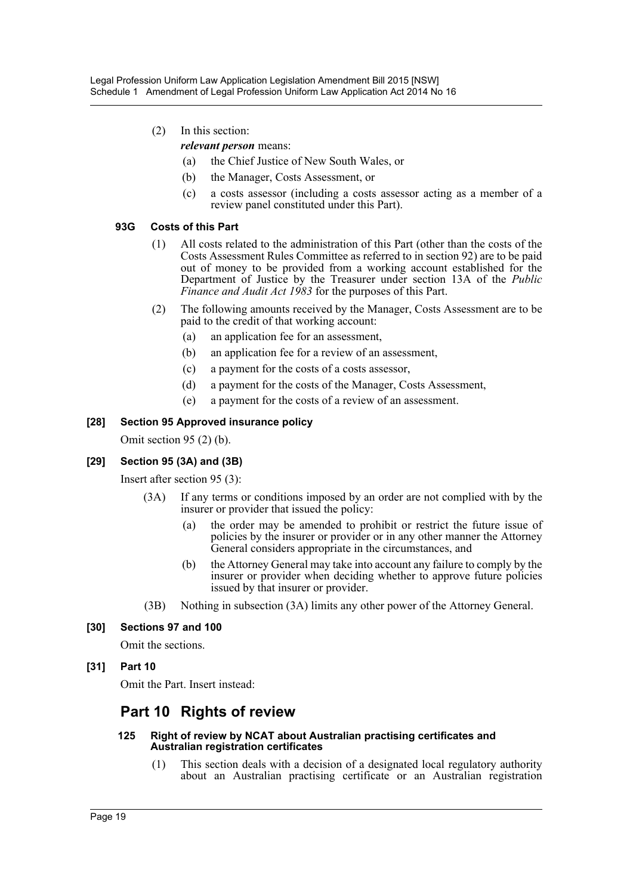(2) In this section:

***relevant person*** means:

(a) the Chief Justice of New South Wales, or

(b) the Manager, Costs Assessment, or

(c) a costs assessor (including a costs assessor acting as a member of a review panel constituted under this Part).

#### 93G Costs of this Part

(1) All costs related to the administration of this Part (other than the costs of the Costs Assessment Rules Committee as referred to in section 92) are to be paid out of money to be provided from a working account established for the Department of Justice by the Treasurer under section 13A of the *Public Finance and Audit Act 1983* for the purposes of this Part.

(2) The following amounts received by the Manager, Costs Assessment are to be paid to the credit of that working account:

(a) an application fee for an assessment,

(b) an application fee for a review of an assessment,

(c) a payment for the costs of a costs assessor,

(d) a payment for the costs of the Manager, Costs Assessment,

(e) a payment for the costs of a review of an assessment.

### [28] Section 95 Approved insurance policy

Omit section 95 (2) (b).

### [29] Section 95 (3A) and (3B)

Insert after section 95 (3):

(3A) If any terms or conditions imposed by an order are not complied with by the insurer or provider that issued the policy:

(a) the order may be amended to prohibit or restrict the future issue of policies by the insurer or provider or in any other manner the Attorney General considers appropriate in the circumstances, and

(b) the Attorney General may take into account any failure to comply by the insurer or provider when deciding whether to approve future policies issued by that insurer or provider.

(3B) Nothing in subsection (3A) limits any other power of the Attorney General.

### [30] Sections 97 and 100

Omit the sections.

### [31] Part 10

Omit the Part. Insert instead:

## Part 10 Rights of review

#### 125 Right of review by NCAT about Australian practising certificates and Australian registration certificates

(1) This section deals with a decision of a designated local regulatory authority about an Australian practising certificate or an Australian registration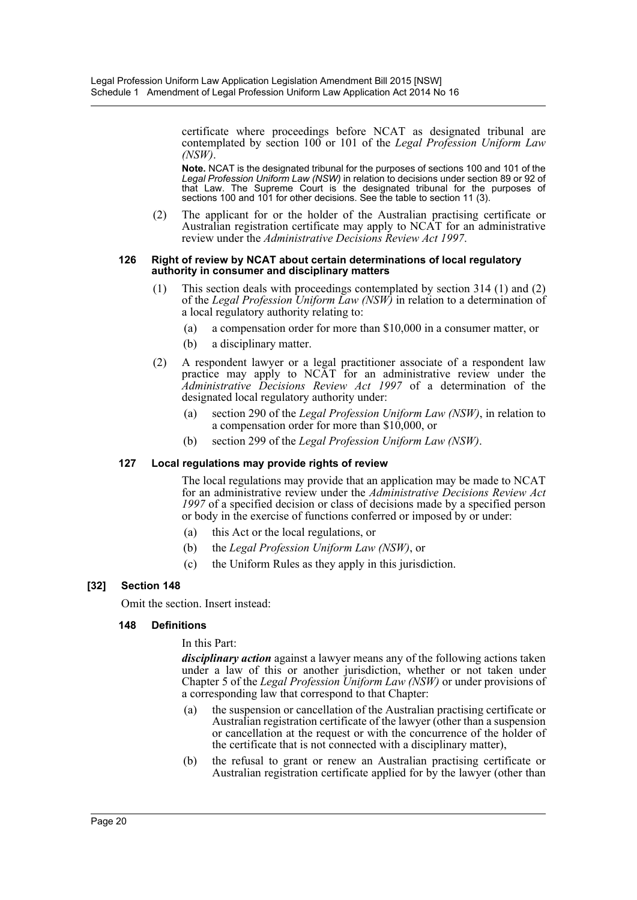certificate where proceedings before NCAT as designated tribunal are contemplated by section 100 or 101 of the *Legal Profession Uniform Law (NSW)*.

**Note.** NCAT is the designated tribunal for the purposes of sections 100 and 101 of the *Legal Profession Uniform Law (NSW)* in relation to decisions under section 89 or 92 of that Law. The Supreme Court is the designated tribunal for the purposes of sections 100 and 101 for other decisions. See the table to section 11 (3).

(2) The applicant for or the holder of the Australian practising certificate or Australian registration certificate may apply to NCAT for an administrative review under the *Administrative Decisions Review Act 1997*.

#### 126 Right of review by NCAT about certain determinations of local regulatory authority in consumer and disciplinary matters

(1) This section deals with proceedings contemplated by section 314 (1) and (2) of the *Legal Profession Uniform Law (NSW)* in relation to a determination of a local regulatory authority relating to:

- (a) a compensation order for more than $10,000 in a consumer matter, or
- (b) a disciplinary matter.

(2) A respondent lawyer or a legal practitioner associate of a respondent law practice may apply to NCAT for an administrative review under the *Administrative Decisions Review Act 1997* of a determination of the designated local regulatory authority under:

- (a) section 290 of the *Legal Profession Uniform Law (NSW)*, in relation to a compensation order for more than $10,000, or
- (b) section 299 of the *Legal Profession Uniform Law (NSW)*.

#### 127 Local regulations may provide rights of review

The local regulations may provide that an application may be made to NCAT for an administrative review under the *Administrative Decisions Review Act 1997* of a specified decision or class of decisions made by a specified person or body in the exercise of functions conferred or imposed by or under:

- (a) this Act or the local regulations, or
- (b) the *Legal Profession Uniform Law (NSW)*, or
- (c) the Uniform Rules as they apply in this jurisdiction.

### [32] Section 148

Omit the section. Insert instead:

#### 148 Definitions

In this Part:

***disciplinary action*** against a lawyer means any of the following actions taken under a law of this or another jurisdiction, whether or not taken under Chapter 5 of the *Legal Profession Uniform Law (NSW)* or under provisions of a corresponding law that correspond to that Chapter:

- (a) the suspension or cancellation of the Australian practising certificate or Australian registration certificate of the lawyer (other than a suspension or cancellation at the request or with the concurrence of the holder of the certificate that is not connected with a disciplinary matter),
- (b) the refusal to grant or renew an Australian practising certificate or Australian registration certificate applied for by the lawyer (other than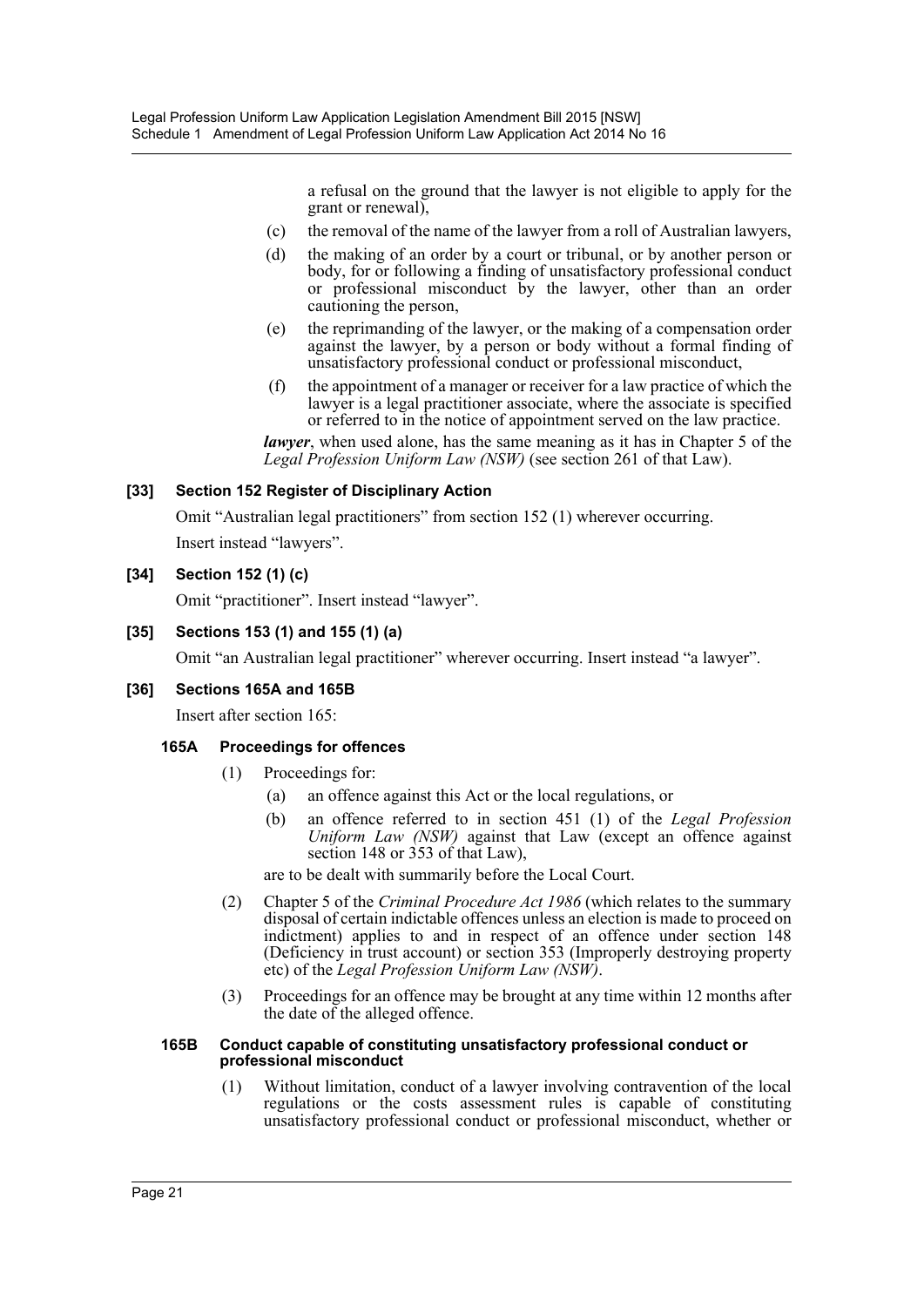a refusal on the ground that the lawyer is not eligible to apply for the grant or renewal),

(c) the removal of the name of the lawyer from a roll of Australian lawyers,

(d) the making of an order by a court or tribunal, or by another person or body, for or following a finding of unsatisfactory professional conduct or professional misconduct by the lawyer, other than an order cautioning the person,

(e) the reprimanding of the lawyer, or the making of a compensation order against the lawyer, by a person or body without a formal finding of unsatisfactory professional conduct or professional misconduct,

(f) the appointment of a manager or receiver for a law practice of which the lawyer is a legal practitioner associate, where the associate is specified or referred to in the notice of appointment served on the law practice.

***lawyer***, when used alone, has the same meaning as it has in Chapter 5 of the *Legal Profession Uniform Law (NSW)* (see section 261 of that Law).

### [33] Section 152 Register of Disciplinary Action

Omit "Australian legal practitioners" from section 152 (1) wherever occurring.

Insert instead "lawyers".

### [34] Section 152 (1) (c)

Omit "practitioner". Insert instead "lawyer".

### [35] Sections 153 (1) and 155 (1) (a)

Omit "an Australian legal practitioner" wherever occurring. Insert instead "a lawyer".

### [36] Sections 165A and 165B

Insert after section 165:

#### 165A Proceedings for offences

(1) Proceedings for:

(a) an offence against this Act or the local regulations, or

(b) an offence referred to in section 451 (1) of the *Legal Profession Uniform Law (NSW)* against that Law (except an offence against section 148 or 353 of that Law),

are to be dealt with summarily before the Local Court.

(2) Chapter 5 of the *Criminal Procedure Act 1986* (which relates to the summary disposal of certain indictable offences unless an election is made to proceed on indictment) applies to and in respect of an offence under section 148 (Deficiency in trust account) or section 353 (Improperly destroying property etc) of the *Legal Profession Uniform Law (NSW)*.

(3) Proceedings for an offence may be brought at any time within 12 months after the date of the alleged offence.

#### 165B Conduct capable of constituting unsatisfactory professional conduct or professional misconduct

(1) Without limitation, conduct of a lawyer involving contravention of the local regulations or the costs assessment rules is capable of constituting unsatisfactory professional conduct or professional misconduct, whether or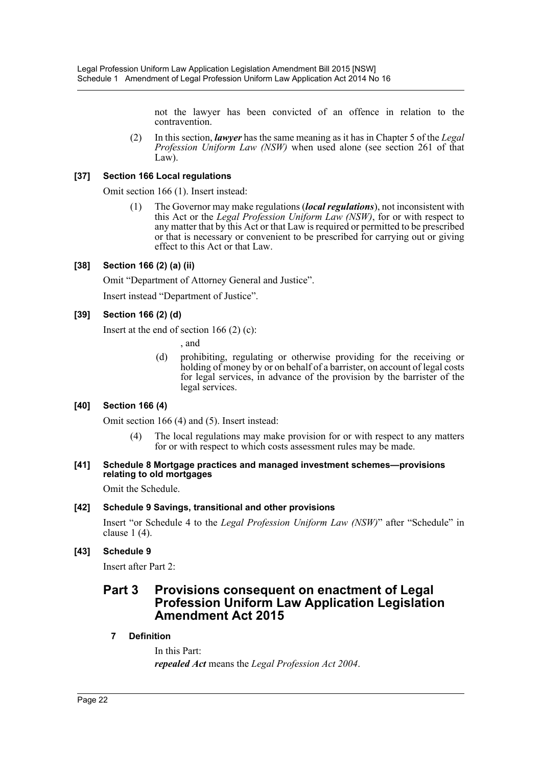not the lawyer has been convicted of an offence in relation to the contravention.

(2) In this section, ***lawyer*** has the same meaning as it has in Chapter 5 of the *Legal Profession Uniform Law (NSW)* when used alone (see section 261 of that Law).

#### [37] Section 166 Local regulations

Omit section 166 (1). Insert instead:

(1) The Governor may make regulations (***local regulations***), not inconsistent with this Act or the *Legal Profession Uniform Law (NSW)*, for or with respect to any matter that by this Act or that Law is required or permitted to be prescribed or that is necessary or convenient to be prescribed for carrying out or giving effect to this Act or that Law.

#### [38] Section 166 (2) (a) (ii)

Omit "Department of Attorney General and Justice".

Insert instead "Department of Justice".

#### [39] Section 166 (2) (d)

Insert at the end of section 166 (2) (c):

, and

(d) prohibiting, regulating or otherwise providing for the receiving or holding of money by or on behalf of a barrister, on account of legal costs for legal services, in advance of the provision by the barrister of the legal services.

#### [40] Section 166 (4)

Omit section 166 (4) and (5). Insert instead:

(4) The local regulations may make provision for or with respect to any matters for or with respect to which costs assessment rules may be made.

#### [41] Schedule 8 Mortgage practices and managed investment schemes—provisions relating to old mortgages

Omit the Schedule.

#### [42] Schedule 9 Savings, transitional and other provisions

Insert "or Schedule 4 to the *Legal Profession Uniform Law (NSW)*" after "Schedule" in clause 1 (4).

#### [43] Schedule 9

Insert after Part 2:

## Part 3 Provisions consequent on enactment of Legal Profession Uniform Law Application Legislation Amendment Act 2015

### 7 Definition

In this Part:

***repealed Act*** means the *Legal Profession Act 2004*.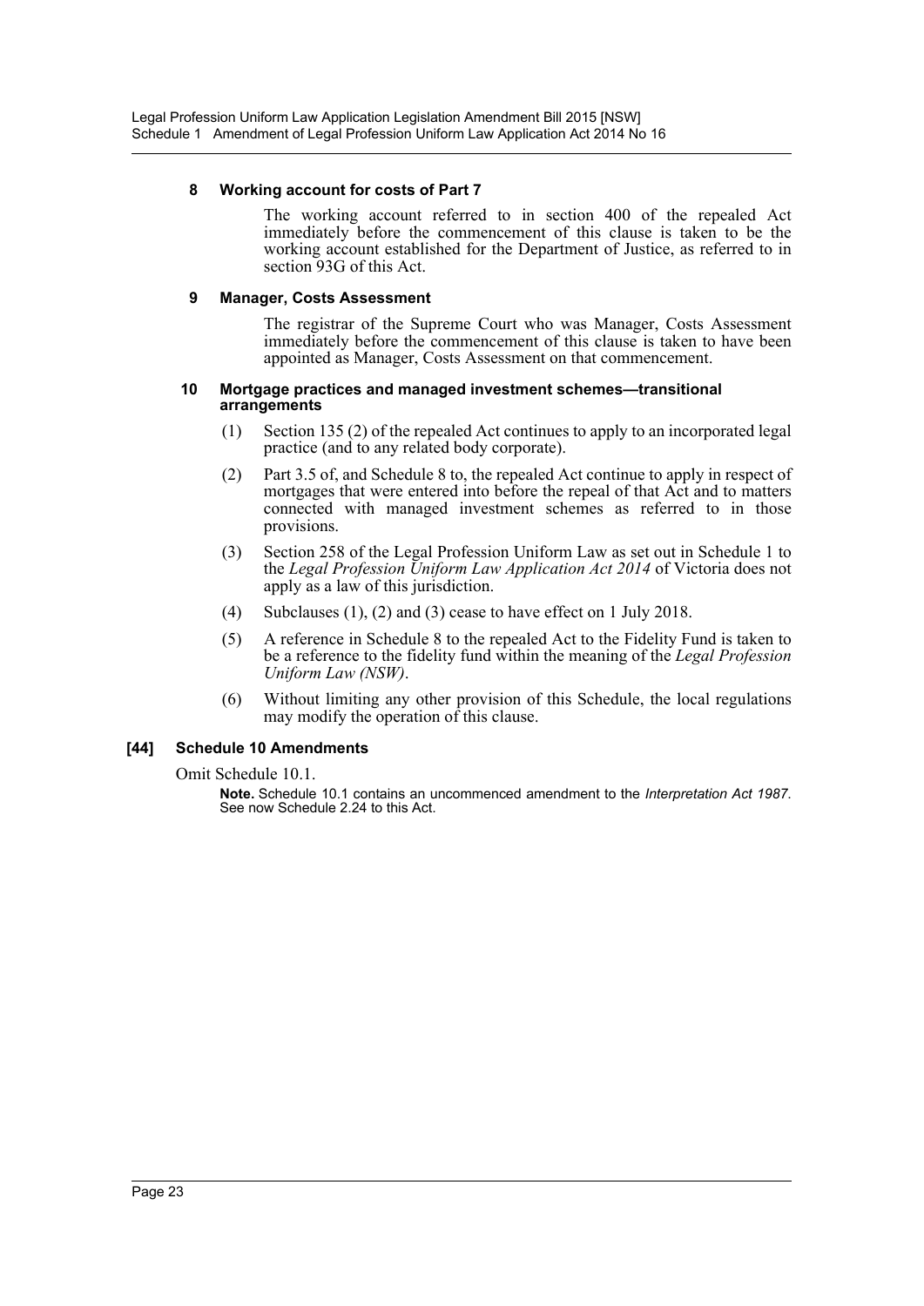### 8 Working account for costs of Part 7

The working account referred to in section 400 of the repealed Act immediately before the commencement of this clause is taken to be the working account established for the Department of Justice, as referred to in section 93G of this Act.

### 9 Manager, Costs Assessment

The registrar of the Supreme Court who was Manager, Costs Assessment immediately before the commencement of this clause is taken to have been appointed as Manager, Costs Assessment on that commencement.

### 10 Mortgage practices and managed investment schemes—transitional arrangements

(1) Section 135 (2) of the repealed Act continues to apply to an incorporated legal practice (and to any related body corporate).

(2) Part 3.5 of, and Schedule 8 to, the repealed Act continue to apply in respect of mortgages that were entered into before the repeal of that Act and to matters connected with managed investment schemes as referred to in those provisions.

(3) Section 258 of the Legal Profession Uniform Law as set out in Schedule 1 to the *Legal Profession Uniform Law Application Act 2014* of Victoria does not apply as a law of this jurisdiction.

(4) Subclauses (1), (2) and (3) cease to have effect on 1 July 2018.

(5) A reference in Schedule 8 to the repealed Act to the Fidelity Fund is taken to be a reference to the fidelity fund within the meaning of the *Legal Profession Uniform Law (NSW)*.

(6) Without limiting any other provision of this Schedule, the local regulations may modify the operation of this clause.

## [44] Schedule 10 Amendments

Omit Schedule 10.1.

**Note.** Schedule 10.1 contains an uncommenced amendment to the *Interpretation Act 1987*. See now Schedule 2.24 to this Act.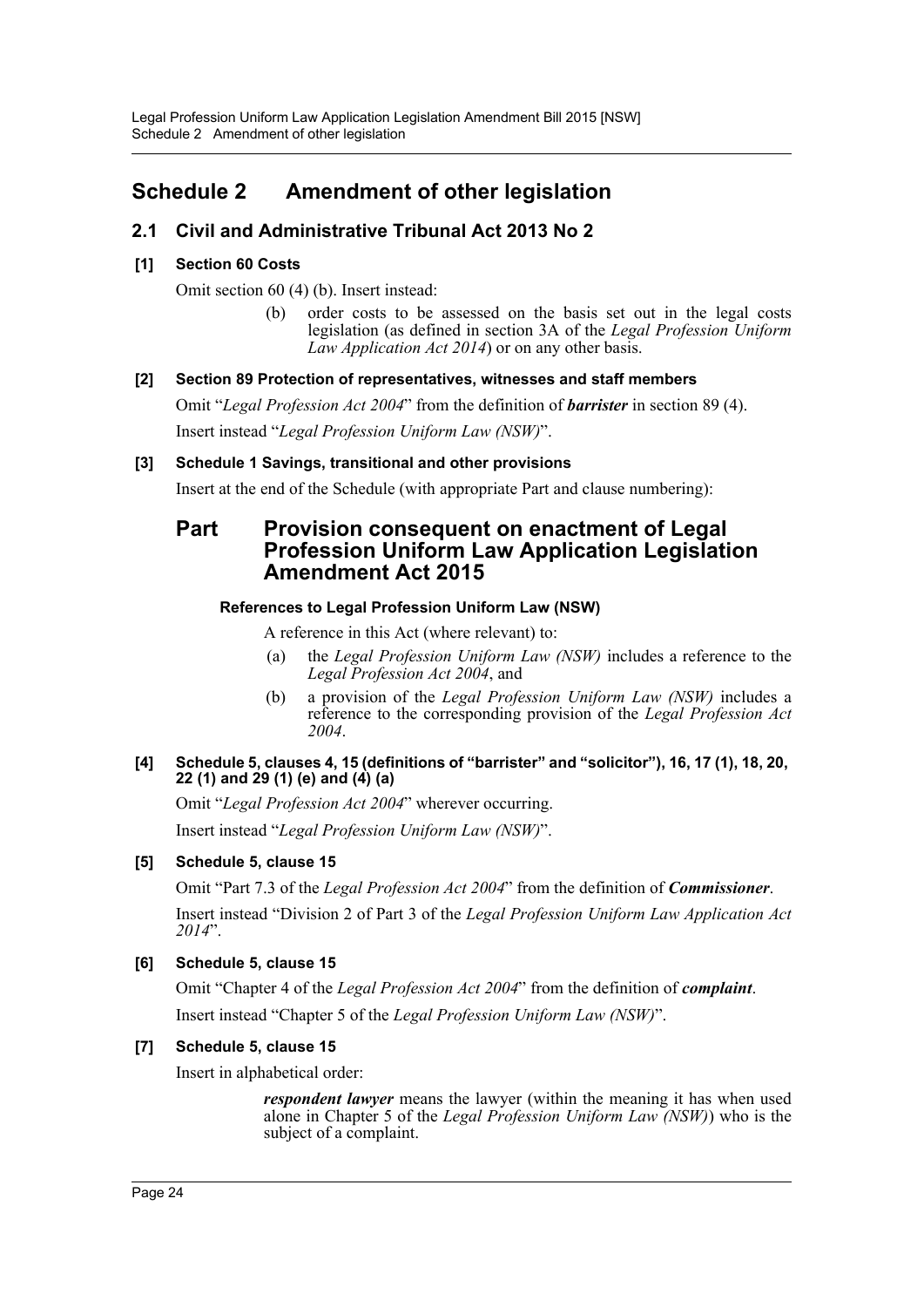# Schedule 2 Amendment of other legislation

## 2.1 Civil and Administrative Tribunal Act 2013 No 2

### [1] Section 60 Costs

Omit section 60 (4) (b). Insert instead:

> (b) order costs to be assessed on the basis set out in the legal costs legislation (as defined in section 3A of the *Legal Profession Uniform Law Application Act 2014*) or on any other basis.

### [2] Section 89 Protection of representatives, witnesses and staff members

Omit "*Legal Profession Act 2004*" from the definition of ***barrister*** in section 89 (4).

Insert instead "*Legal Profession Uniform Law (NSW)*".

### [3] Schedule 1 Savings, transitional and other provisions

Insert at the end of the Schedule (with appropriate Part and clause numbering):

## Part Provision consequent on enactment of Legal Profession Uniform Law Application Legislation Amendment Act 2015

#### References to Legal Profession Uniform Law (NSW)

A reference in this Act (where relevant) to:

(a) the *Legal Profession Uniform Law (NSW)* includes a reference to the *Legal Profession Act 2004*, and

(b) a provision of the *Legal Profession Uniform Law (NSW)* includes a reference to the corresponding provision of the *Legal Profession Act 2004*.

### [4] Schedule 5, clauses 4, 15 (definitions of "barrister" and "solicitor"), 16, 17 (1), 18, 20, 22 (1) and 29 (1) (e) and (4) (a)

Omit "*Legal Profession Act 2004*" wherever occurring.

Insert instead "*Legal Profession Uniform Law (NSW)*".

### [5] Schedule 5, clause 15

Omit "Part 7.3 of the *Legal Profession Act 2004*" from the definition of ***Commissioner***.

Insert instead "Division 2 of Part 3 of the *Legal Profession Uniform Law Application Act 2014*".

### [6] Schedule 5, clause 15

Omit "Chapter 4 of the *Legal Profession Act 2004*" from the definition of ***complaint***.

Insert instead "Chapter 5 of the *Legal Profession Uniform Law (NSW)*".

### [7] Schedule 5, clause 15

Insert in alphabetical order:

> ***respondent lawyer*** means the lawyer (within the meaning it has when used alone in Chapter 5 of the *Legal Profession Uniform Law (NSW)*) who is the subject of a complaint.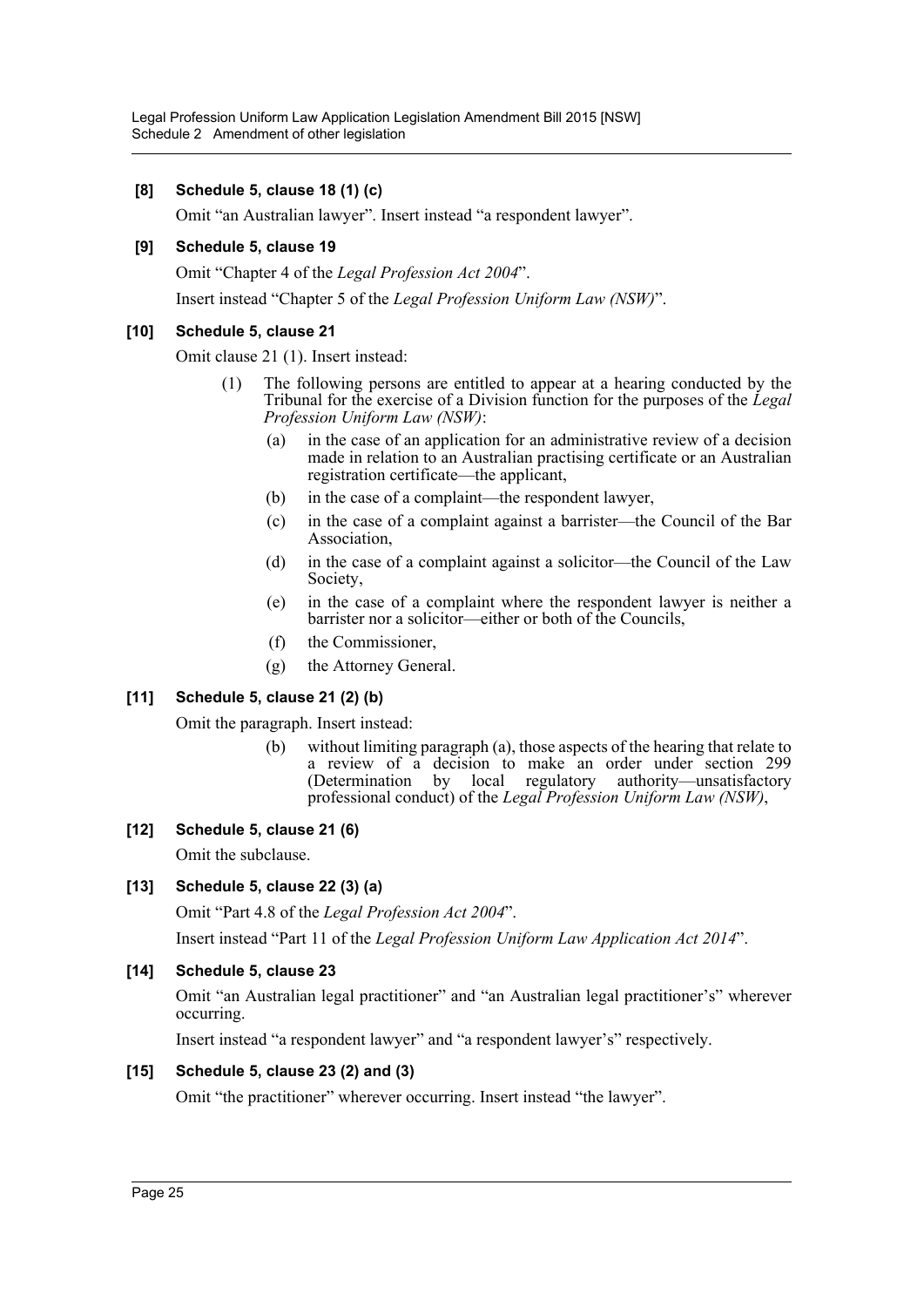**[8] Schedule 5, clause 18 (1) (c)**

Omit "an Australian lawyer". Insert instead "a respondent lawyer".

**[9] Schedule 5, clause 19**

Omit "Chapter 4 of the *Legal Profession Act 2004*".

Insert instead "Chapter 5 of the *Legal Profession Uniform Law (NSW)*".

**[10] Schedule 5, clause 21**

Omit clause 21 (1). Insert instead:

(1) The following persons are entitled to appear at a hearing conducted by the Tribunal for the exercise of a Division function for the purposes of the *Legal Profession Uniform Law (NSW)*:

- (a) in the case of an application for an administrative review of a decision made in relation to an Australian practising certificate or an Australian registration certificate—the applicant,
- (b) in the case of a complaint—the respondent lawyer,
- (c) in the case of a complaint against a barrister—the Council of the Bar Association,
- (d) in the case of a complaint against a solicitor—the Council of the Law Society,
- (e) in the case of a complaint where the respondent lawyer is neither a barrister nor a solicitor—either or both of the Councils,
- (f) the Commissioner,
- (g) the Attorney General.

**[11] Schedule 5, clause 21 (2) (b)**

Omit the paragraph. Insert instead:

(b) without limiting paragraph (a), those aspects of the hearing that relate to a review of a decision to make an order under section 299 (Determination by local regulatory authority—unsatisfactory professional conduct) of the *Legal Profession Uniform Law (NSW)*,

**[12] Schedule 5, clause 21 (6)**

Omit the subclause.

**[13] Schedule 5, clause 22 (3) (a)**

Omit "Part 4.8 of the *Legal Profession Act 2004*".

Insert instead "Part 11 of the *Legal Profession Uniform Law Application Act 2014*".

**[14] Schedule 5, clause 23**

Omit "an Australian legal practitioner" and "an Australian legal practitioner's" wherever occurring.

Insert instead "a respondent lawyer" and "a respondent lawyer's" respectively.

**[15] Schedule 5, clause 23 (2) and (3)**

Omit "the practitioner" wherever occurring. Insert instead "the lawyer".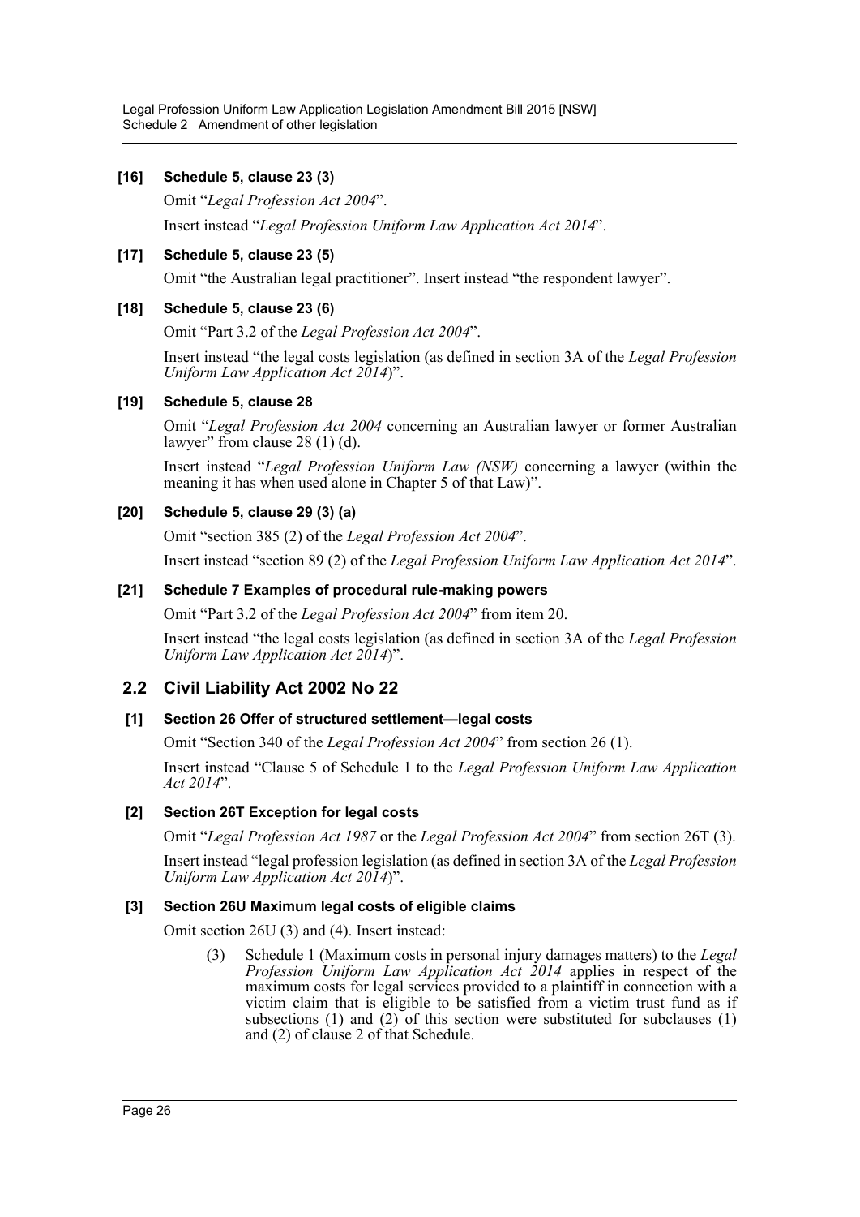#### [16] Schedule 5, clause 23 (3)

Omit "*Legal Profession Act 2004*".

Insert instead "*Legal Profession Uniform Law Application Act 2014*".

#### [17] Schedule 5, clause 23 (5)

Omit "the Australian legal practitioner". Insert instead "the respondent lawyer".

#### [18] Schedule 5, clause 23 (6)

Omit "Part 3.2 of the *Legal Profession Act 2004*".

Insert instead "the legal costs legislation (as defined in section 3A of the *Legal Profession Uniform Law Application Act 2014*)".

#### [19] Schedule 5, clause 28

Omit "*Legal Profession Act 2004* concerning an Australian lawyer or former Australian lawyer" from clause 28 (1) (d).

Insert instead "*Legal Profession Uniform Law (NSW)* concerning a lawyer (within the meaning it has when used alone in Chapter 5 of that Law)".

#### [20] Schedule 5, clause 29 (3) (a)

Omit "section 385 (2) of the *Legal Profession Act 2004*".

Insert instead "section 89 (2) of the *Legal Profession Uniform Law Application Act 2014*".

#### [21] Schedule 7 Examples of procedural rule-making powers

Omit "Part 3.2 of the *Legal Profession Act 2004*" from item 20.

Insert instead "the legal costs legislation (as defined in section 3A of the *Legal Profession Uniform Law Application Act 2014*)".

## 2.2 Civil Liability Act 2002 No 22

#### [1] Section 26 Offer of structured settlement—legal costs

Omit "Section 340 of the *Legal Profession Act 2004*" from section 26 (1).

Insert instead "Clause 5 of Schedule 1 to the *Legal Profession Uniform Law Application Act 2014*".

#### [2] Section 26T Exception for legal costs

Omit "*Legal Profession Act 1987* or the *Legal Profession Act 2004*" from section 26T (3).

Insert instead "legal profession legislation (as defined in section 3A of the *Legal Profession Uniform Law Application Act 2014*)".

#### [3] Section 26U Maximum legal costs of eligible claims

Omit section 26U (3) and (4). Insert instead:

> (3) Schedule 1 (Maximum costs in personal injury damages matters) to the *Legal Profession Uniform Law Application Act 2014* applies in respect of the maximum costs for legal services provided to a plaintiff in connection with a victim claim that is eligible to be satisfied from a victim trust fund as if subsections (1) and (2) of this section were substituted for subclauses (1) and (2) of clause 2 of that Schedule.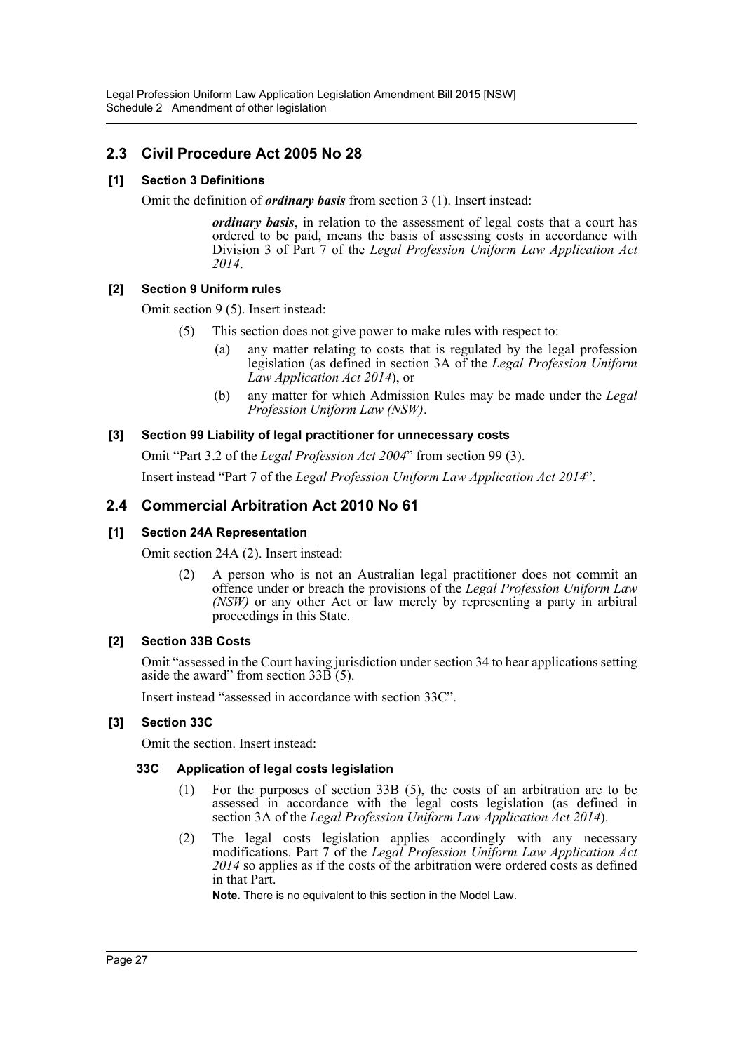## 2.3 Civil Procedure Act 2005 No 28

### [1] Section 3 Definitions

Omit the definition of ***ordinary basis*** from section 3 (1). Insert instead:

> ***ordinary basis***, in relation to the assessment of legal costs that a court has ordered to be paid, means the basis of assessing costs in accordance with Division 3 of Part 7 of the *Legal Profession Uniform Law Application Act 2014*.

### [2] Section 9 Uniform rules

Omit section 9 (5). Insert instead:

> (5) This section does not give power to make rules with respect to:
>
> (a) any matter relating to costs that is regulated by the legal profession legislation (as defined in section 3A of the *Legal Profession Uniform Law Application Act 2014*), or
>
> (b) any matter for which Admission Rules may be made under the *Legal Profession Uniform Law (NSW)*.

### [3] Section 99 Liability of legal practitioner for unnecessary costs

Omit "Part 3.2 of the *Legal Profession Act 2004*" from section 99 (3).

Insert instead "Part 7 of the *Legal Profession Uniform Law Application Act 2014*".

## 2.4 Commercial Arbitration Act 2010 No 61

### [1] Section 24A Representation

Omit section 24A (2). Insert instead:

> (2) A person who is not an Australian legal practitioner does not commit an offence under or breach the provisions of the *Legal Profession Uniform Law (NSW)* or any other Act or law merely by representing a party in arbitral proceedings in this State.

### [2] Section 33B Costs

Omit "assessed in the Court having jurisdiction under section 34 to hear applications setting aside the award" from section 33B (5).

Insert instead "assessed in accordance with section 33C".

### [3] Section 33C

Omit the section. Insert instead:

> **33C Application of legal costs legislation**
>
> (1) For the purposes of section 33B (5), the costs of an arbitration are to be assessed in accordance with the legal costs legislation (as defined in section 3A of the *Legal Profession Uniform Law Application Act 2014*).
>
> (2) The legal costs legislation applies accordingly with any necessary modifications. Part 7 of the *Legal Profession Uniform Law Application Act 2014* so applies as if the costs of the arbitration were ordered costs as defined in that Part.
>
> **Note.** There is no equivalent to this section in the Model Law.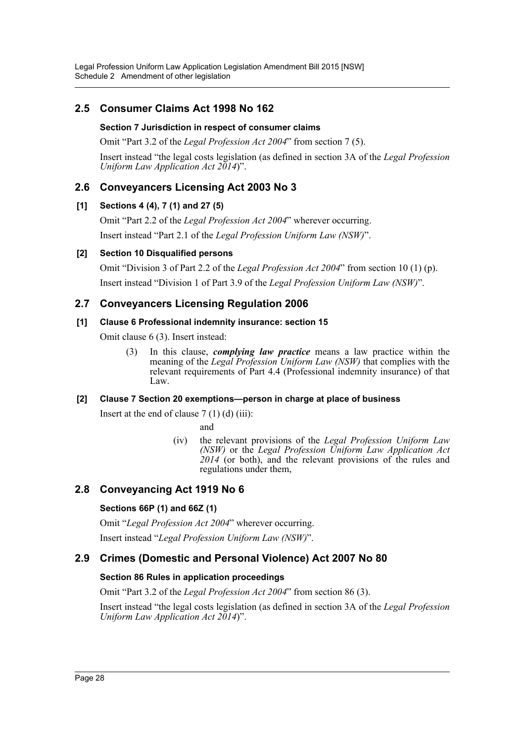## 2.5 Consumer Claims Act 1998 No 162

### Section 7 Jurisdiction in respect of consumer claims

Omit "Part 3.2 of the *Legal Profession Act 2004*" from section 7 (5).

Insert instead "the legal costs legislation (as defined in section 3A of the *Legal Profession Uniform Law Application Act 2014*)".

## 2.6 Conveyancers Licensing Act 2003 No 3

### [1] Sections 4 (4), 7 (1) and 27 (5)

Omit "Part 2.2 of the *Legal Profession Act 2004*" wherever occurring.

Insert instead "Part 2.1 of the *Legal Profession Uniform Law (NSW)*".

### [2] Section 10 Disqualified persons

Omit "Division 3 of Part 2.2 of the *Legal Profession Act 2004*" from section 10 (1) (p).

Insert instead "Division 1 of Part 3.9 of the *Legal Profession Uniform Law (NSW)*".

## 2.7 Conveyancers Licensing Regulation 2006

### [1] Clause 6 Professional indemnity insurance: section 15

Omit clause 6 (3). Insert instead:

> (3) In this clause, ***complying law practice*** means a law practice within the meaning of the *Legal Profession Uniform Law (NSW)* that complies with the relevant requirements of Part 4.4 (Professional indemnity insurance) of that Law.

### [2] Clause 7 Section 20 exemptions—person in charge at place of business

Insert at the end of clause 7 (1) (d) (iii):

> and
>
> (iv) the relevant provisions of the *Legal Profession Uniform Law (NSW)* or the *Legal Profession Uniform Law Application Act 2014* (or both), and the relevant provisions of the rules and regulations under them,

## 2.8 Conveyancing Act 1919 No 6

### Sections 66P (1) and 66Z (1)

Omit "*Legal Profession Act 2004*" wherever occurring.

Insert instead "*Legal Profession Uniform Law (NSW)*".

## 2.9 Crimes (Domestic and Personal Violence) Act 2007 No 80

### Section 86 Rules in application proceedings

Omit "Part 3.2 of the *Legal Profession Act 2004*" from section 86 (3).

Insert instead "the legal costs legislation (as defined in section 3A of the *Legal Profession Uniform Law Application Act 2014*)".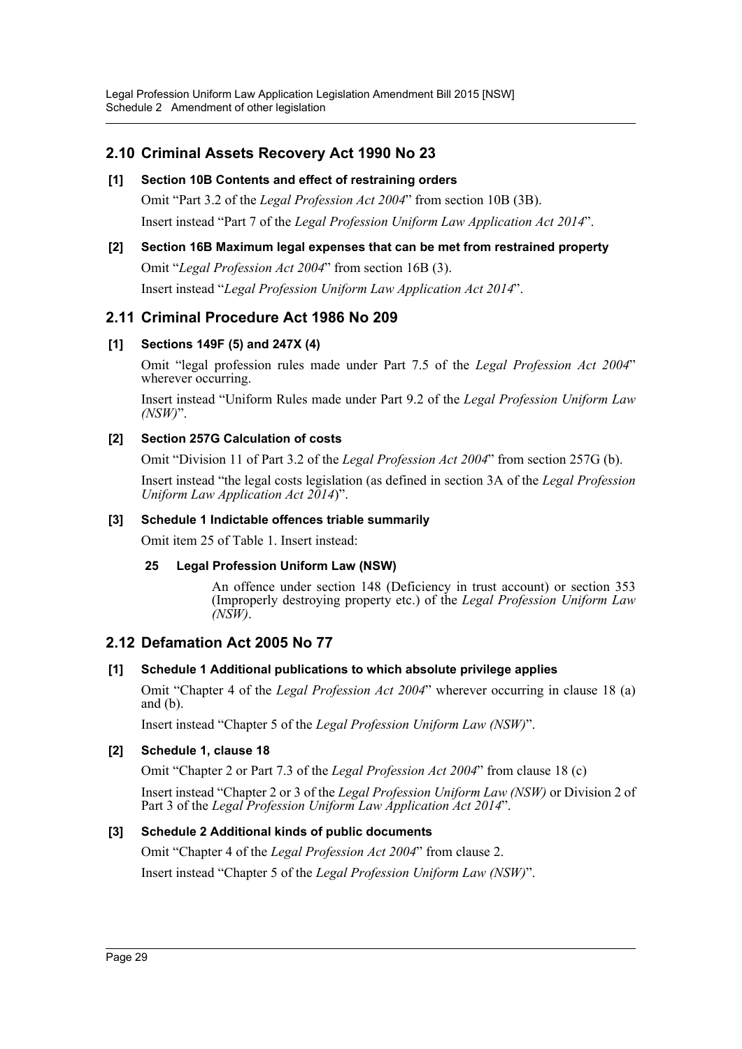## 2.10 Criminal Assets Recovery Act 1990 No 23

### [1] Section 10B Contents and effect of restraining orders

Omit "Part 3.2 of the *Legal Profession Act 2004*" from section 10B (3B).

Insert instead "Part 7 of the *Legal Profession Uniform Law Application Act 2014*".

### [2] Section 16B Maximum legal expenses that can be met from restrained property

Omit "*Legal Profession Act 2004*" from section 16B (3).

Insert instead "*Legal Profession Uniform Law Application Act 2014*".

## 2.11 Criminal Procedure Act 1986 No 209

### [1] Sections 149F (5) and 247X (4)

Omit "legal profession rules made under Part 7.5 of the *Legal Profession Act 2004*" wherever occurring.

Insert instead "Uniform Rules made under Part 9.2 of the *Legal Profession Uniform Law (NSW)*".

### [2] Section 257G Calculation of costs

Omit "Division 11 of Part 3.2 of the *Legal Profession Act 2004*" from section 257G (b).

Insert instead "the legal costs legislation (as defined in section 3A of the *Legal Profession Uniform Law Application Act 2014*)".

### [3] Schedule 1 Indictable offences triable summarily

Omit item 25 of Table 1. Insert instead:

**25 Legal Profession Uniform Law (NSW)**

An offence under section 148 (Deficiency in trust account) or section 353 (Improperly destroying property etc.) of the *Legal Profession Uniform Law (NSW)*.

## 2.12 Defamation Act 2005 No 77

### [1] Schedule 1 Additional publications to which absolute privilege applies

Omit "Chapter 4 of the *Legal Profession Act 2004*" wherever occurring in clause 18 (a) and (b).

Insert instead "Chapter 5 of the *Legal Profession Uniform Law (NSW)*".

### [2] Schedule 1, clause 18

Omit "Chapter 2 or Part 7.3 of the *Legal Profession Act 2004*" from clause 18 (c)

Insert instead "Chapter 2 or 3 of the *Legal Profession Uniform Law (NSW)* or Division 2 of Part 3 of the *Legal Profession Uniform Law Application Act 2014*".

### [3] Schedule 2 Additional kinds of public documents

Omit "Chapter 4 of the *Legal Profession Act 2004*" from clause 2.

Insert instead "Chapter 5 of the *Legal Profession Uniform Law (NSW)*".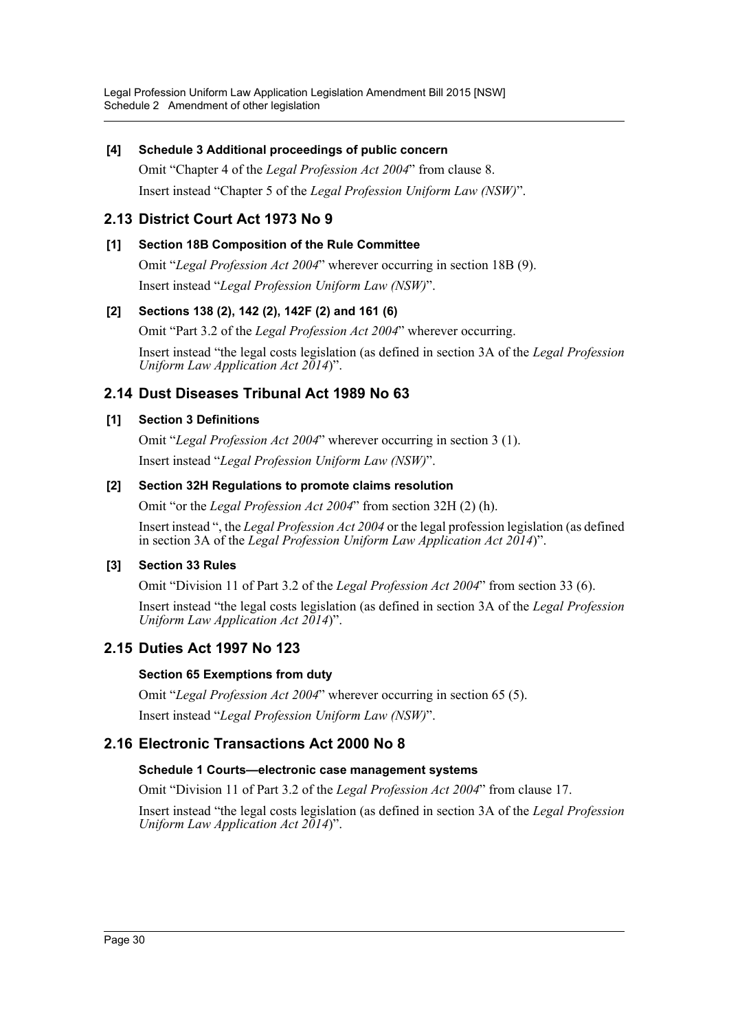**[4] Schedule 3 Additional proceedings of public concern**

Omit "Chapter 4 of the *Legal Profession Act 2004*" from clause 8.

Insert instead "Chapter 5 of the *Legal Profession Uniform Law (NSW)*".

## 2.13 District Court Act 1973 No 9

**[1] Section 18B Composition of the Rule Committee**

Omit "*Legal Profession Act 2004*" wherever occurring in section 18B (9).

Insert instead "*Legal Profession Uniform Law (NSW)*".

**[2] Sections 138 (2), 142 (2), 142F (2) and 161 (6)**

Omit "Part 3.2 of the *Legal Profession Act 2004*" wherever occurring.

Insert instead "the legal costs legislation (as defined in section 3A of the *Legal Profession Uniform Law Application Act 2014*)".

## 2.14 Dust Diseases Tribunal Act 1989 No 63

**[1] Section 3 Definitions**

Omit "*Legal Profession Act 2004*" wherever occurring in section 3 (1).

Insert instead "*Legal Profession Uniform Law (NSW)*".

**[2] Section 32H Regulations to promote claims resolution**

Omit "or the *Legal Profession Act 2004*" from section 32H (2) (h).

Insert instead ", the *Legal Profession Act 2004* or the legal profession legislation (as defined in section 3A of the *Legal Profession Uniform Law Application Act 2014*)".

**[3] Section 33 Rules**

Omit "Division 11 of Part 3.2 of the *Legal Profession Act 2004*" from section 33 (6).

Insert instead "the legal costs legislation (as defined in section 3A of the *Legal Profession Uniform Law Application Act 2014*)".

## 2.15 Duties Act 1997 No 123

**Section 65 Exemptions from duty**

Omit "*Legal Profession Act 2004*" wherever occurring in section 65 (5).

Insert instead "*Legal Profession Uniform Law (NSW)*".

## 2.16 Electronic Transactions Act 2000 No 8

**Schedule 1 Courts—electronic case management systems**

Omit "Division 11 of Part 3.2 of the *Legal Profession Act 2004*" from clause 17.

Insert instead "the legal costs legislation (as defined in section 3A of the *Legal Profession Uniform Law Application Act 2014*)".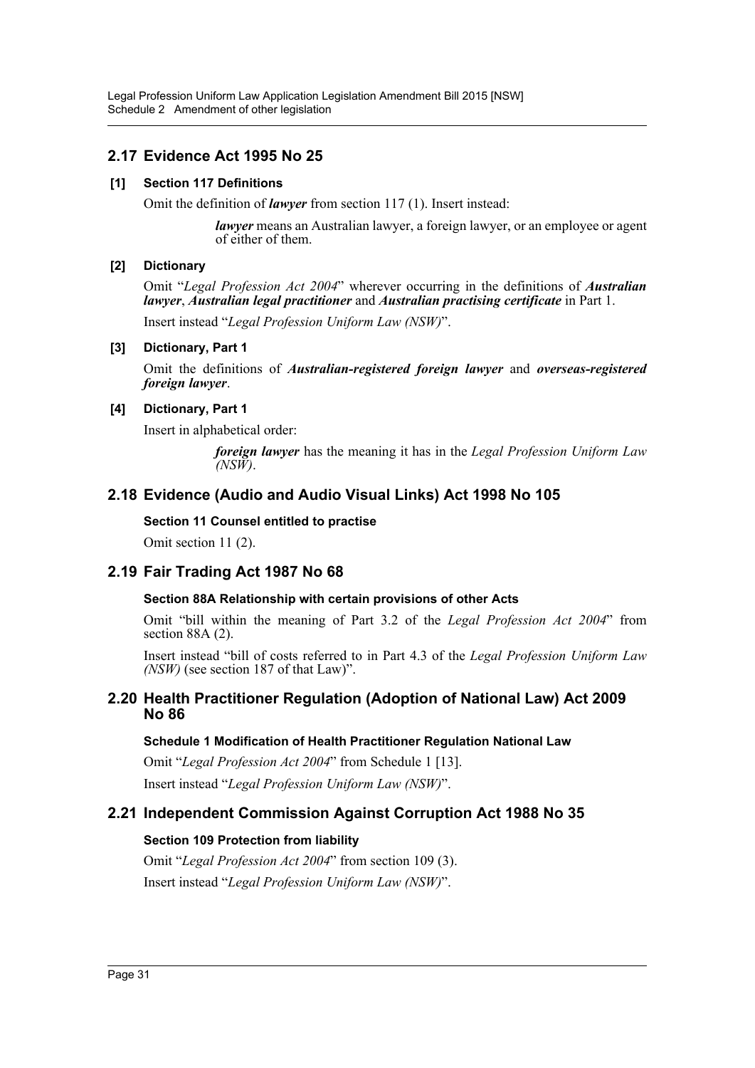## 2.17 Evidence Act 1995 No 25

### [1] Section 117 Definitions

Omit the definition of ***lawyer*** from section 117 (1). Insert instead:

> ***lawyer*** means an Australian lawyer, a foreign lawyer, or an employee or agent of either of them.

### [2] Dictionary

Omit "*Legal Profession Act 2004*" wherever occurring in the definitions of ***Australian lawyer***, ***Australian legal practitioner*** and ***Australian practising certificate*** in Part 1.

Insert instead "*Legal Profession Uniform Law (NSW)*".

### [3] Dictionary, Part 1

Omit the definitions of ***Australian-registered foreign lawyer*** and ***overseas-registered foreign lawyer***.

### [4] Dictionary, Part 1

Insert in alphabetical order:

> ***foreign lawyer*** has the meaning it has in the *Legal Profession Uniform Law (NSW)*.

## 2.18 Evidence (Audio and Audio Visual Links) Act 1998 No 105

### Section 11 Counsel entitled to practise

Omit section 11 (2).

## 2.19 Fair Trading Act 1987 No 68

### Section 88A Relationship with certain provisions of other Acts

Omit "bill within the meaning of Part 3.2 of the *Legal Profession Act 2004*" from section 88A (2).

Insert instead "bill of costs referred to in Part 4.3 of the *Legal Profession Uniform Law (NSW)* (see section 187 of that Law)".

## 2.20 Health Practitioner Regulation (Adoption of National Law) Act 2009 No 86

### Schedule 1 Modification of Health Practitioner Regulation National Law

Omit "*Legal Profession Act 2004*" from Schedule 1 [13].

Insert instead "*Legal Profession Uniform Law (NSW)*".

## 2.21 Independent Commission Against Corruption Act 1988 No 35

### Section 109 Protection from liability

Omit "*Legal Profession Act 2004*" from section 109 (3).

Insert instead "*Legal Profession Uniform Law (NSW)*".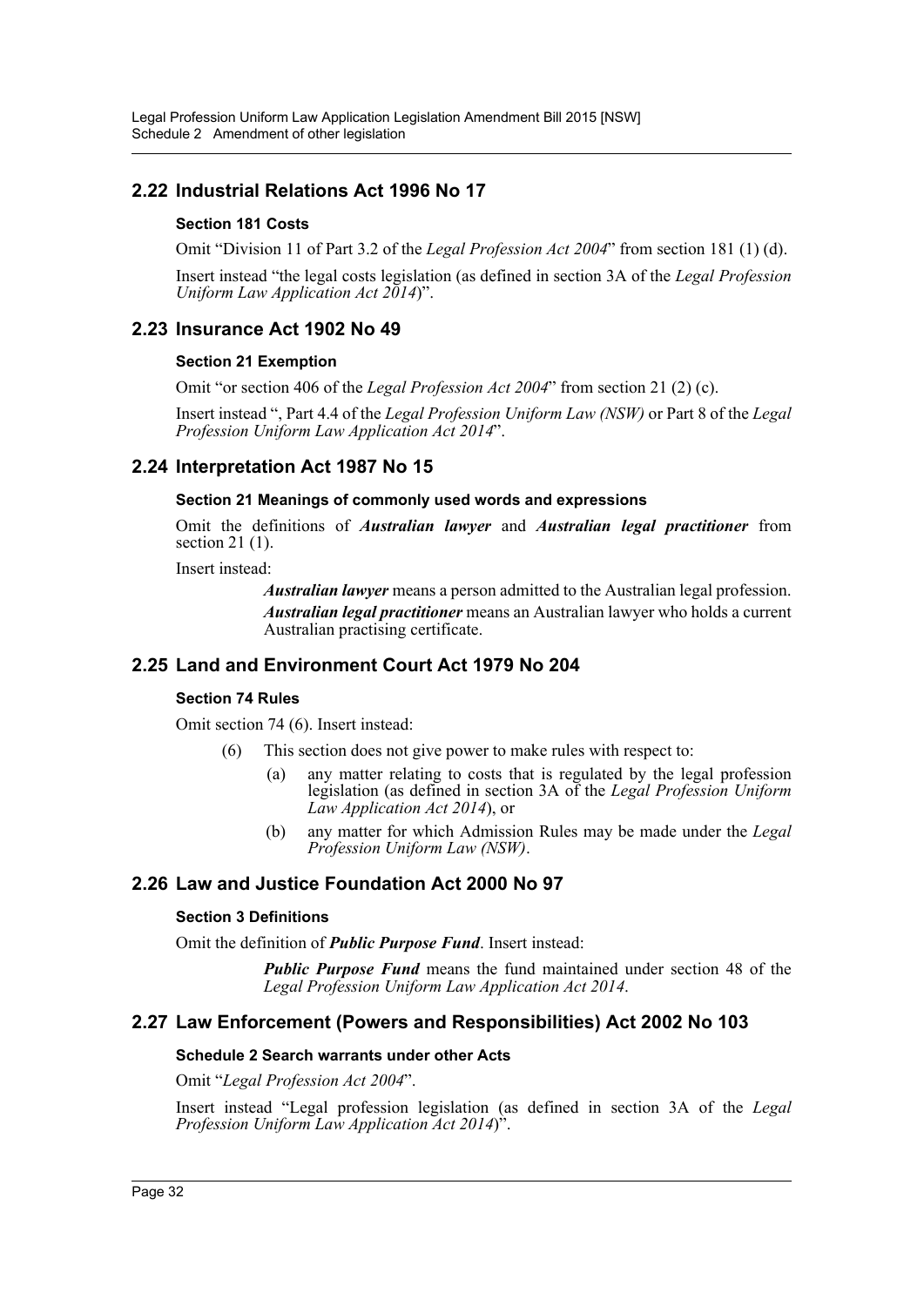## 2.22 Industrial Relations Act 1996 No 17

### Section 181 Costs

Omit "Division 11 of Part 3.2 of the *Legal Profession Act 2004*" from section 181 (1) (d).

Insert instead "the legal costs legislation (as defined in section 3A of the *Legal Profession Uniform Law Application Act 2014*)".

## 2.23 Insurance Act 1902 No 49

### Section 21 Exemption

Omit "or section 406 of the *Legal Profession Act 2004*" from section 21 (2) (c).

Insert instead ", Part 4.4 of the *Legal Profession Uniform Law (NSW)* or Part 8 of the *Legal Profession Uniform Law Application Act 2014*".

## 2.24 Interpretation Act 1987 No 15

### Section 21 Meanings of commonly used words and expressions

Omit the definitions of ***Australian lawyer*** and ***Australian legal practitioner*** from section 21 (1).

Insert instead:

> ***Australian lawyer*** means a person admitted to the Australian legal profession.
>
> ***Australian legal practitioner*** means an Australian lawyer who holds a current Australian practising certificate.

## 2.25 Land and Environment Court Act 1979 No 204

### Section 74 Rules

Omit section 74 (6). Insert instead:

(6) This section does not give power to make rules with respect to:

- (a) any matter relating to costs that is regulated by the legal profession legislation (as defined in section 3A of the *Legal Profession Uniform Law Application Act 2014*), or
- (b) any matter for which Admission Rules may be made under the *Legal Profession Uniform Law (NSW)*.

## 2.26 Law and Justice Foundation Act 2000 No 97

### Section 3 Definitions

Omit the definition of ***Public Purpose Fund***. Insert instead:

> ***Public Purpose Fund*** means the fund maintained under section 48 of the *Legal Profession Uniform Law Application Act 2014*.

## 2.27 Law Enforcement (Powers and Responsibilities) Act 2002 No 103

### Schedule 2 Search warrants under other Acts

Omit "*Legal Profession Act 2004*".

Insert instead "Legal profession legislation (as defined in section 3A of the *Legal Profession Uniform Law Application Act 2014*)".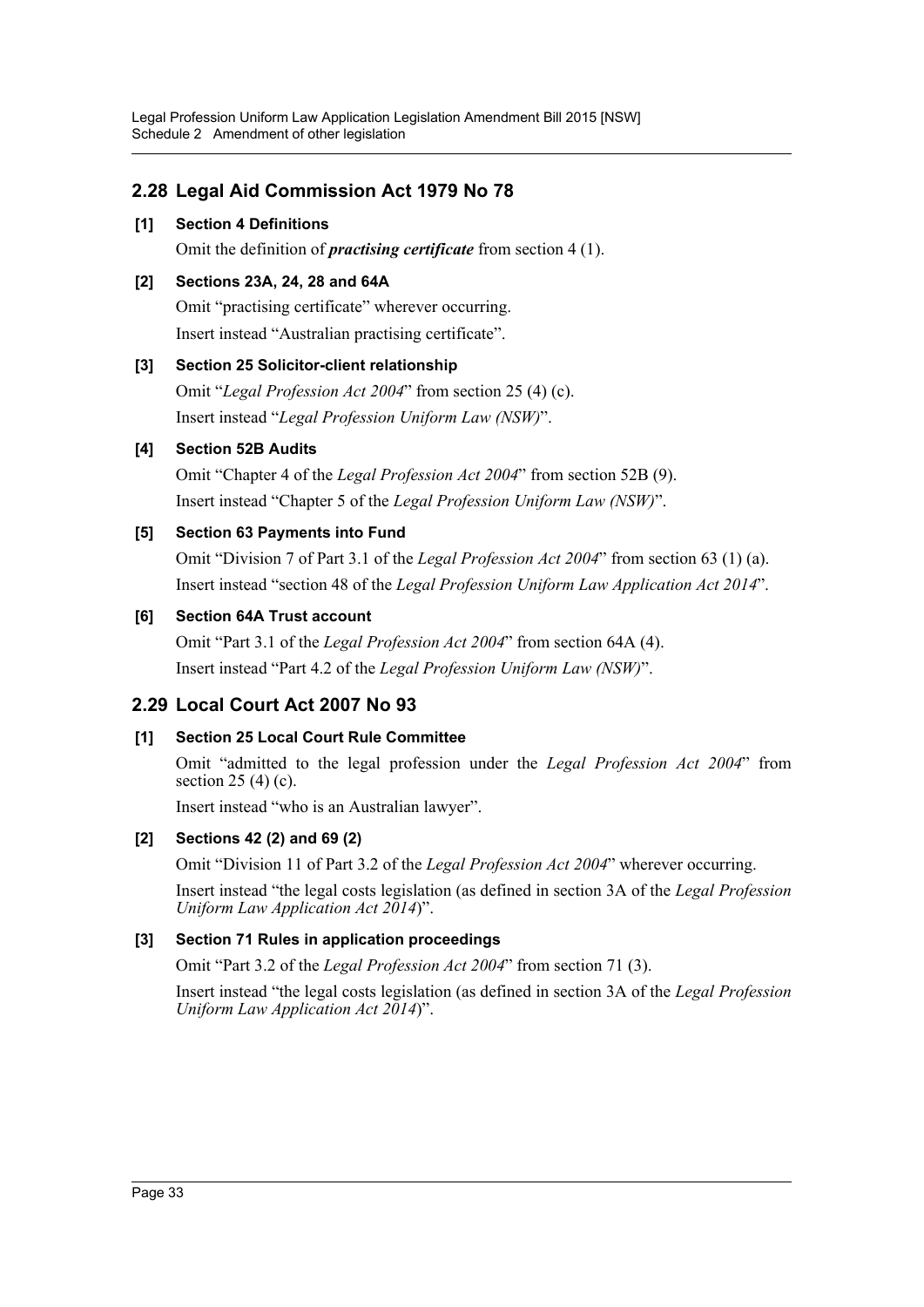## 2.28 Legal Aid Commission Act 1979 No 78

**[1] Section 4 Definitions**

Omit the definition of ***practising certificate*** from section 4 (1).

**[2] Sections 23A, 24, 28 and 64A**

Omit "practising certificate" wherever occurring.

Insert instead "Australian practising certificate".

**[3] Section 25 Solicitor-client relationship**

Omit "*Legal Profession Act 2004*" from section 25 (4) (c).

Insert instead "*Legal Profession Uniform Law (NSW)*".

**[4] Section 52B Audits**

Omit "Chapter 4 of the *Legal Profession Act 2004*" from section 52B (9).

Insert instead "Chapter 5 of the *Legal Profession Uniform Law (NSW)*".

**[5] Section 63 Payments into Fund**

Omit "Division 7 of Part 3.1 of the *Legal Profession Act 2004*" from section 63 (1) (a).

Insert instead "section 48 of the *Legal Profession Uniform Law Application Act 2014*".

**[6] Section 64A Trust account**

Omit "Part 3.1 of the *Legal Profession Act 2004*" from section 64A (4).

Insert instead "Part 4.2 of the *Legal Profession Uniform Law (NSW)*".

## 2.29 Local Court Act 2007 No 93

**[1] Section 25 Local Court Rule Committee**

Omit "admitted to the legal profession under the *Legal Profession Act 2004*" from section 25 (4) (c).

Insert instead "who is an Australian lawyer".

**[2] Sections 42 (2) and 69 (2)**

Omit "Division 11 of Part 3.2 of the *Legal Profession Act 2004*" wherever occurring.

Insert instead "the legal costs legislation (as defined in section 3A of the *Legal Profession Uniform Law Application Act 2014*)".

**[3] Section 71 Rules in application proceedings**

Omit "Part 3.2 of the *Legal Profession Act 2004*" from section 71 (3).

Insert instead "the legal costs legislation (as defined in section 3A of the *Legal Profession Uniform Law Application Act 2014*)".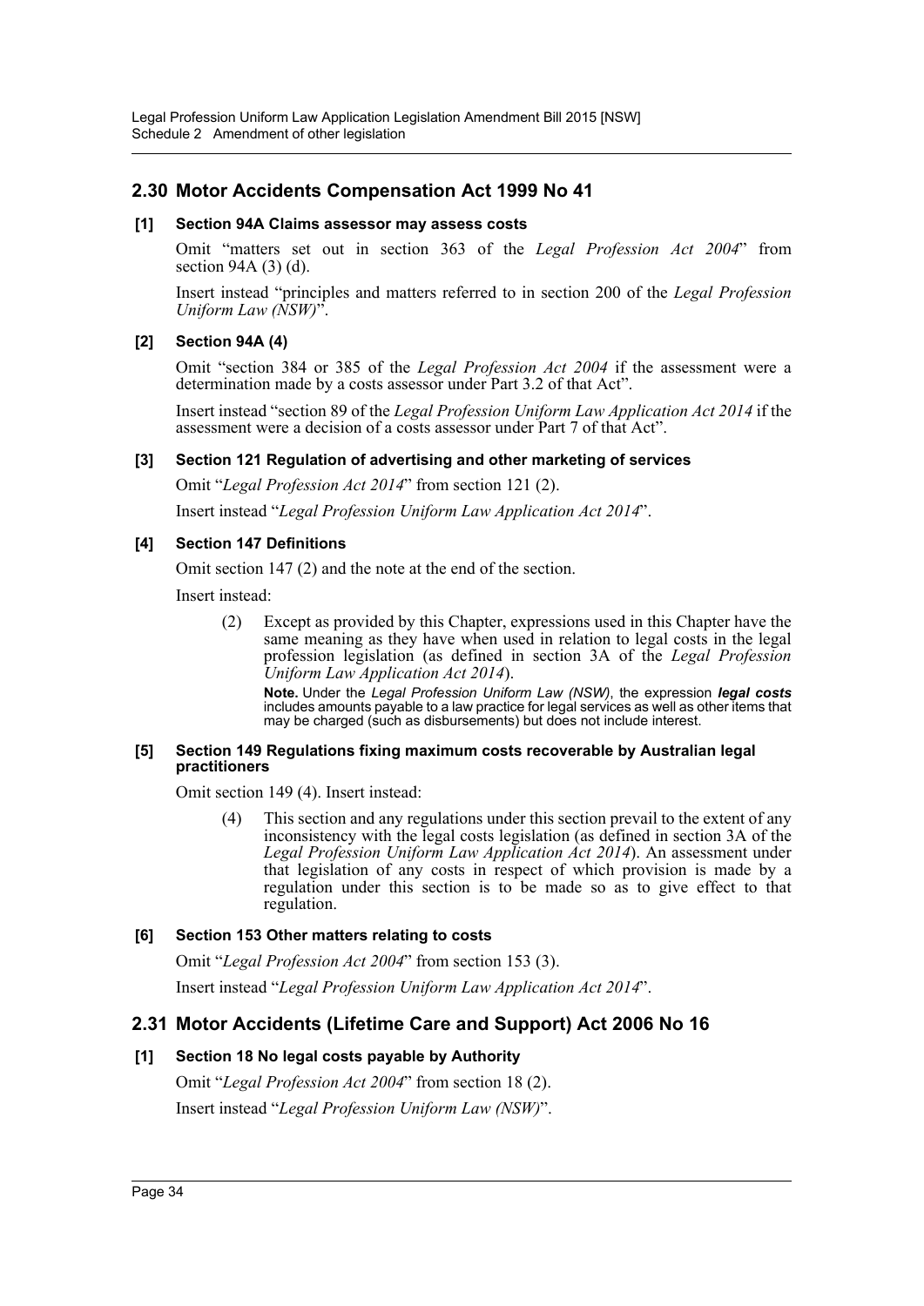## 2.30 Motor Accidents Compensation Act 1999 No 41

### [1] Section 94A Claims assessor may assess costs

Omit "matters set out in section 363 of the *Legal Profession Act 2004*" from section 94A (3) (d).

Insert instead "principles and matters referred to in section 200 of the *Legal Profession Uniform Law (NSW)*".

### [2] Section 94A (4)

Omit "section 384 or 385 of the *Legal Profession Act 2004* if the assessment were a determination made by a costs assessor under Part 3.2 of that Act".

Insert instead "section 89 of the *Legal Profession Uniform Law Application Act 2014* if the assessment were a decision of a costs assessor under Part 7 of that Act".

### [3] Section 121 Regulation of advertising and other marketing of services

Omit "*Legal Profession Act 2014*" from section 121 (2).

Insert instead "*Legal Profession Uniform Law Application Act 2014*".

### [4] Section 147 Definitions

Omit section 147 (2) and the note at the end of the section.

Insert instead:

> (2) Except as provided by this Chapter, expressions used in this Chapter have the same meaning as they have when used in relation to legal costs in the legal profession legislation (as defined in section 3A of the *Legal Profession Uniform Law Application Act 2014*).
>
> **Note.** Under the *Legal Profession Uniform Law (NSW)*, the expression ***legal costs*** includes amounts payable to a law practice for legal services as well as other items that may be charged (such as disbursements) but does not include interest.

### [5] Section 149 Regulations fixing maximum costs recoverable by Australian legal practitioners

Omit section 149 (4). Insert instead:

> (4) This section and any regulations under this section prevail to the extent of any inconsistency with the legal costs legislation (as defined in section 3A of the *Legal Profession Uniform Law Application Act 2014*). An assessment under that legislation of any costs in respect of which provision is made by a regulation under this section is to be made so as to give effect to that regulation.

### [6] Section 153 Other matters relating to costs

Omit "*Legal Profession Act 2004*" from section 153 (3).

Insert instead "*Legal Profession Uniform Law Application Act 2014*".

## 2.31 Motor Accidents (Lifetime Care and Support) Act 2006 No 16

### [1] Section 18 No legal costs payable by Authority

Omit "*Legal Profession Act 2004*" from section 18 (2).

Insert instead "*Legal Profession Uniform Law (NSW)*".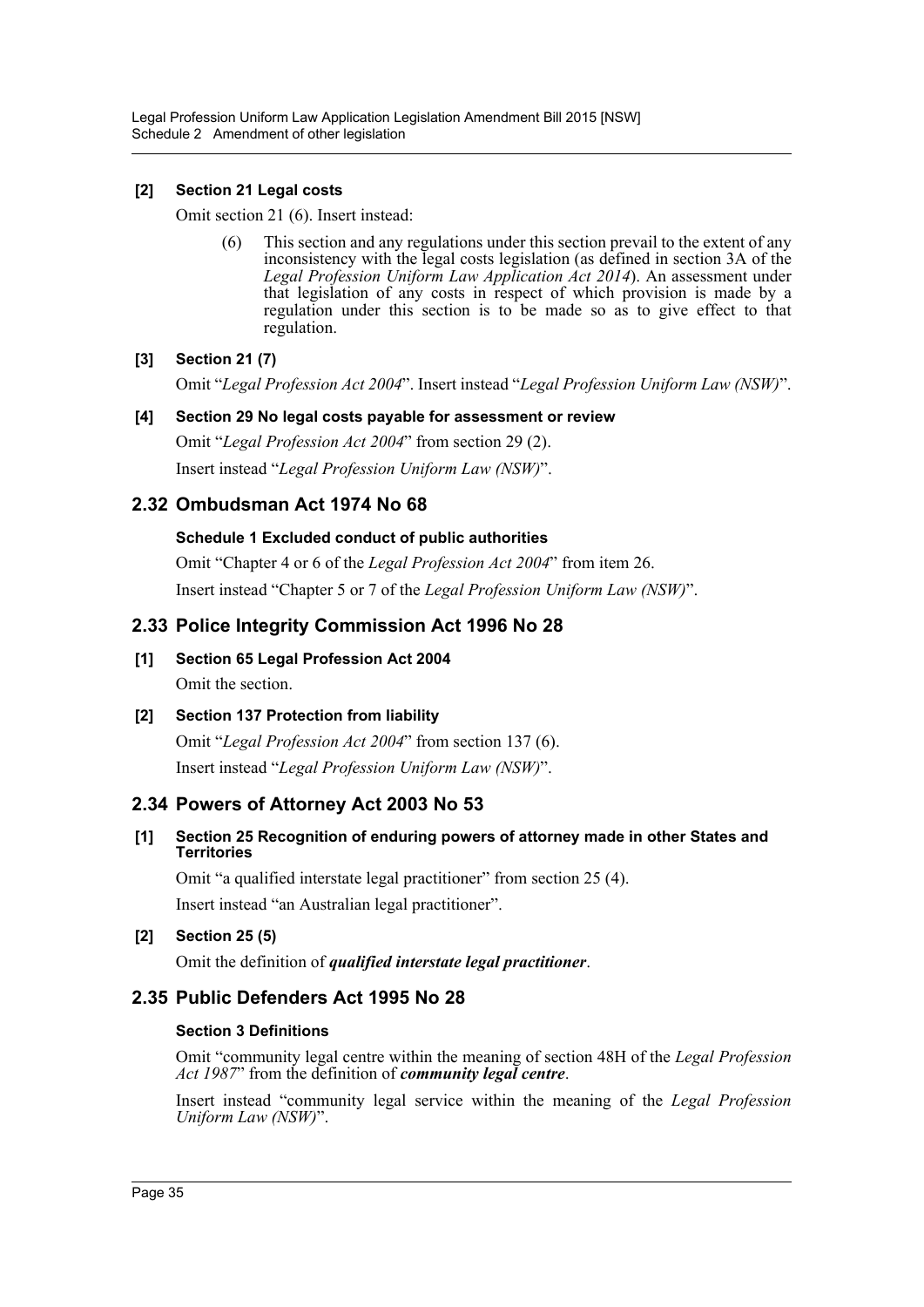**[2] Section 21 Legal costs**

Omit section 21 (6). Insert instead:

> (6) This section and any regulations under this section prevail to the extent of any inconsistency with the legal costs legislation (as defined in section 3A of the *Legal Profession Uniform Law Application Act 2014*). An assessment under that legislation of any costs in respect of which provision is made by a regulation under this section is to be made so as to give effect to that regulation.

**[3] Section 21 (7)**

Omit "*Legal Profession Act 2004*". Insert instead "*Legal Profession Uniform Law (NSW)*".

**[4] Section 29 No legal costs payable for assessment or review**

Omit "*Legal Profession Act 2004*" from section 29 (2).

Insert instead "*Legal Profession Uniform Law (NSW)*".

## 2.32 Ombudsman Act 1974 No 68

**Schedule 1 Excluded conduct of public authorities**

Omit "Chapter 4 or 6 of the *Legal Profession Act 2004*" from item 26.

Insert instead "Chapter 5 or 7 of the *Legal Profession Uniform Law (NSW)*".

## 2.33 Police Integrity Commission Act 1996 No 28

**[1] Section 65 Legal Profession Act 2004**

Omit the section.

**[2] Section 137 Protection from liability**

Omit "*Legal Profession Act 2004*" from section 137 (6).

Insert instead "*Legal Profession Uniform Law (NSW)*".

## 2.34 Powers of Attorney Act 2003 No 53

**[1] Section 25 Recognition of enduring powers of attorney made in other States and Territories**

Omit "a qualified interstate legal practitioner" from section 25 (4).

Insert instead "an Australian legal practitioner".

**[2] Section 25 (5)**

Omit the definition of ***qualified interstate legal practitioner***.

## 2.35 Public Defenders Act 1995 No 28

**Section 3 Definitions**

Omit "community legal centre within the meaning of section 48H of the *Legal Profession Act 1987*" from the definition of ***community legal centre***.

Insert instead "community legal service within the meaning of the *Legal Profession Uniform Law (NSW)*".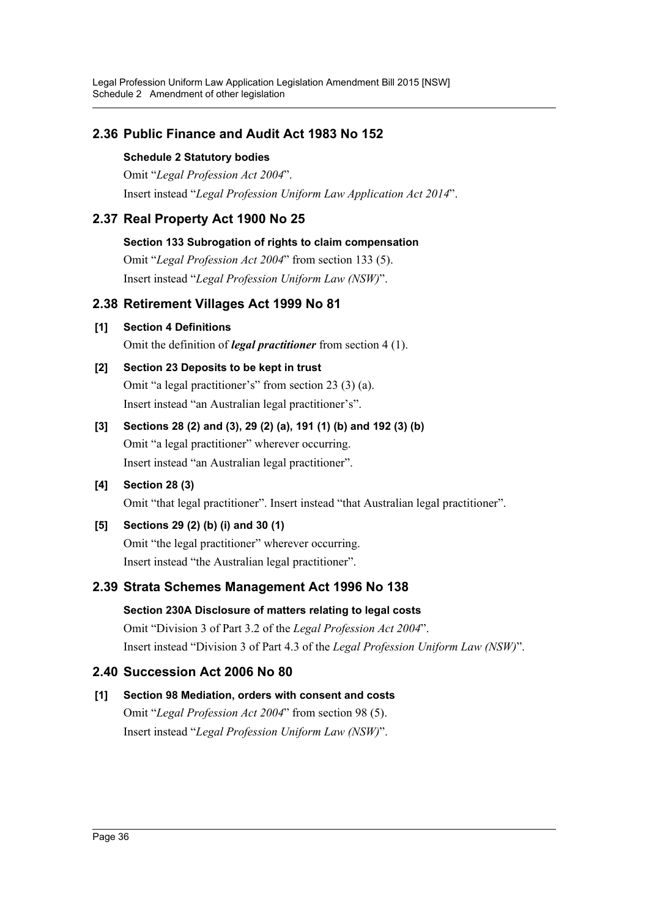## 2.36 Public Finance and Audit Act 1983 No 152

**Schedule 2 Statutory bodies**

Omit "*Legal Profession Act 2004*".

Insert instead "*Legal Profession Uniform Law Application Act 2014*".

## 2.37 Real Property Act 1900 No 25

**Section 133 Subrogation of rights to claim compensation**

Omit "*Legal Profession Act 2004*" from section 133 (5).

Insert instead "*Legal Profession Uniform Law (NSW)*".

## 2.38 Retirement Villages Act 1999 No 81

**[1] Section 4 Definitions**

Omit the definition of ***legal practitioner*** from section 4 (1).

**[2] Section 23 Deposits to be kept in trust**

Omit "a legal practitioner's" from section 23 (3) (a).

Insert instead "an Australian legal practitioner's".

**[3] Sections 28 (2) and (3), 29 (2) (a), 191 (1) (b) and 192 (3) (b)**

Omit "a legal practitioner" wherever occurring.

Insert instead "an Australian legal practitioner".

**[4] Section 28 (3)**

Omit "that legal practitioner". Insert instead "that Australian legal practitioner".

**[5] Sections 29 (2) (b) (i) and 30 (1)**

Omit "the legal practitioner" wherever occurring.

Insert instead "the Australian legal practitioner".

## 2.39 Strata Schemes Management Act 1996 No 138

**Section 230A Disclosure of matters relating to legal costs**

Omit "Division 3 of Part 3.2 of the *Legal Profession Act 2004*".

Insert instead "Division 3 of Part 4.3 of the *Legal Profession Uniform Law (NSW)*".

## 2.40 Succession Act 2006 No 80

**[1] Section 98 Mediation, orders with consent and costs**

Omit "*Legal Profession Act 2004*" from section 98 (5).

Insert instead "*Legal Profession Uniform Law (NSW)*".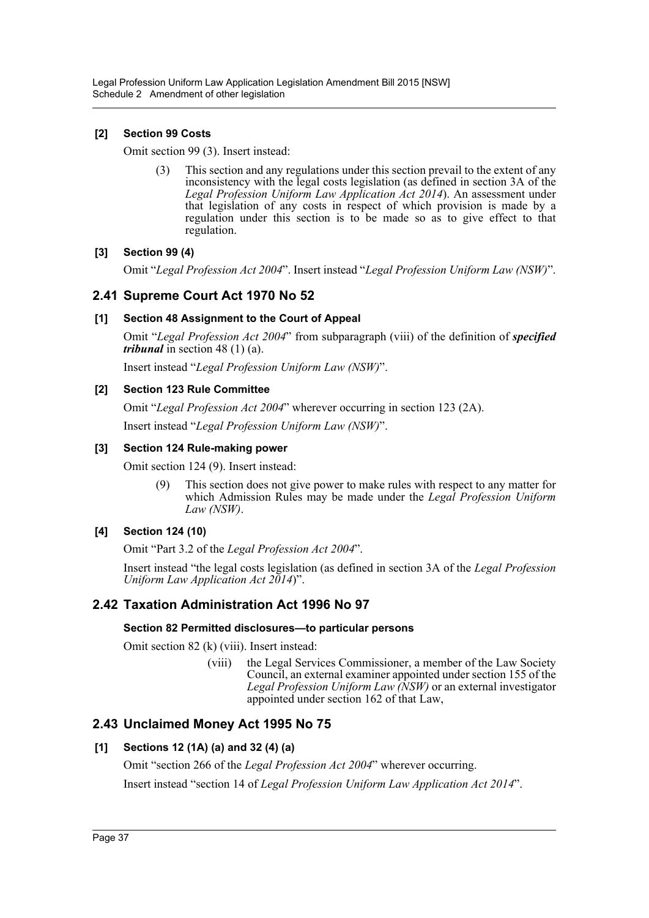**[2] Section 99 Costs**

Omit section 99 (3). Insert instead:

> (3) This section and any regulations under this section prevail to the extent of any inconsistency with the legal costs legislation (as defined in section 3A of the *Legal Profession Uniform Law Application Act 2014*). An assessment under that legislation of any costs in respect of which provision is made by a regulation under this section is to be made so as to give effect to that regulation.

**[3] Section 99 (4)**

Omit "*Legal Profession Act 2004*". Insert instead "*Legal Profession Uniform Law (NSW)*".

## 2.41 Supreme Court Act 1970 No 52

**[1] Section 48 Assignment to the Court of Appeal**

Omit "*Legal Profession Act 2004*" from subparagraph (viii) of the definition of ***specified tribunal*** in section 48 (1) (a).

Insert instead "*Legal Profession Uniform Law (NSW)*".

**[2] Section 123 Rule Committee**

Omit "*Legal Profession Act 2004*" wherever occurring in section 123 (2A).

Insert instead "*Legal Profession Uniform Law (NSW)*".

**[3] Section 124 Rule-making power**

Omit section 124 (9). Insert instead:

> (9) This section does not give power to make rules with respect to any matter for which Admission Rules may be made under the *Legal Profession Uniform Law (NSW)*.

**[4] Section 124 (10)**

Omit "Part 3.2 of the *Legal Profession Act 2004*".

Insert instead "the legal costs legislation (as defined in section 3A of the *Legal Profession Uniform Law Application Act 2014*)".

## 2.42 Taxation Administration Act 1996 No 97

**Section 82 Permitted disclosures—to particular persons**

Omit section 82 (k) (viii). Insert instead:

> (viii) the Legal Services Commissioner, a member of the Law Society Council, an external examiner appointed under section 155 of the *Legal Profession Uniform Law (NSW)* or an external investigator appointed under section 162 of that Law,

## 2.43 Unclaimed Money Act 1995 No 75

**[1] Sections 12 (1A) (a) and 32 (4) (a)**

Omit "section 266 of the *Legal Profession Act 2004*" wherever occurring.

Insert instead "section 14 of *Legal Profession Uniform Law Application Act 2014*".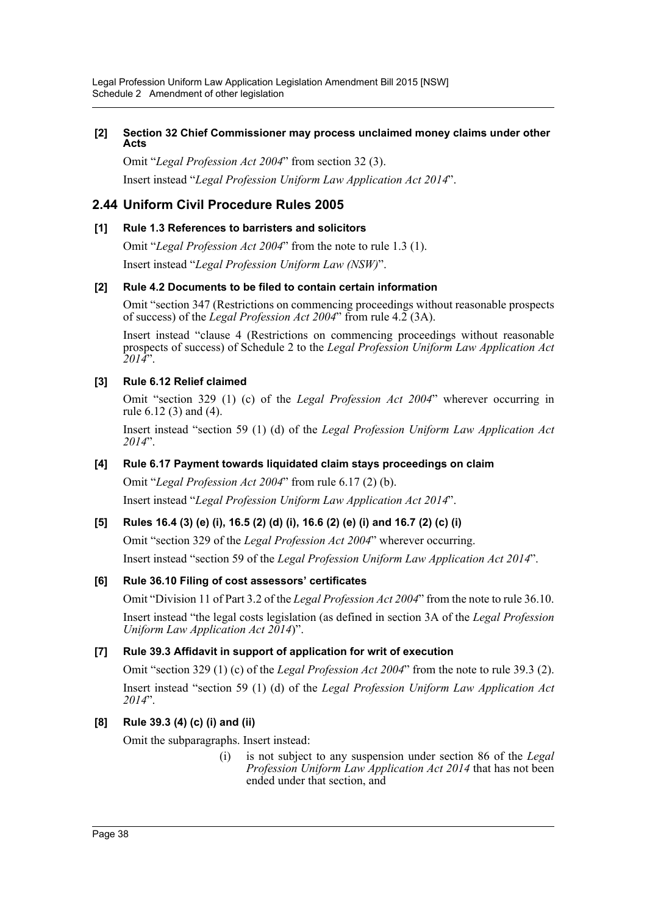#### [2] Section 32 Chief Commissioner may process unclaimed money claims under other Acts

Omit "*Legal Profession Act 2004*" from section 32 (3).

Insert instead "*Legal Profession Uniform Law Application Act 2014*".

## 2.44 Uniform Civil Procedure Rules 2005

#### [1] Rule 1.3 References to barristers and solicitors

Omit "*Legal Profession Act 2004*" from the note to rule 1.3 (1).

Insert instead "*Legal Profession Uniform Law (NSW)*".

#### [2] Rule 4.2 Documents to be filed to contain certain information

Omit "section 347 (Restrictions on commencing proceedings without reasonable prospects of success) of the *Legal Profession Act 2004*" from rule 4.2 (3A).

Insert instead "clause 4 (Restrictions on commencing proceedings without reasonable prospects of success) of Schedule 2 to the *Legal Profession Uniform Law Application Act 2014*".

#### [3] Rule 6.12 Relief claimed

Omit "section 329 (1) (c) of the *Legal Profession Act 2004*" wherever occurring in rule 6.12 (3) and (4).

Insert instead "section 59 (1) (d) of the *Legal Profession Uniform Law Application Act 2014*".

#### [4] Rule 6.17 Payment towards liquidated claim stays proceedings on claim

Omit "*Legal Profession Act 2004*" from rule 6.17 (2) (b).

Insert instead "*Legal Profession Uniform Law Application Act 2014*".

#### [5] Rules 16.4 (3) (e) (i), 16.5 (2) (d) (i), 16.6 (2) (e) (i) and 16.7 (2) (c) (i)

Omit "section 329 of the *Legal Profession Act 2004*" wherever occurring.

Insert instead "section 59 of the *Legal Profession Uniform Law Application Act 2014*".

#### [6] Rule 36.10 Filing of cost assessors' certificates

Omit "Division 11 of Part 3.2 of the *Legal Profession Act 2004*" from the note to rule 36.10.

Insert instead "the legal costs legislation (as defined in section 3A of the *Legal Profession Uniform Law Application Act 2014*)".

#### [7] Rule 39.3 Affidavit in support of application for writ of execution

Omit "section 329 (1) (c) of the *Legal Profession Act 2004*" from the note to rule 39.3 (2).

Insert instead "section 59 (1) (d) of the *Legal Profession Uniform Law Application Act 2014*".

#### [8] Rule 39.3 (4) (c) (i) and (ii)

Omit the subparagraphs. Insert instead:

> (i) is not subject to any suspension under section 86 of the *Legal Profession Uniform Law Application Act 2014* that has not been ended under that section, and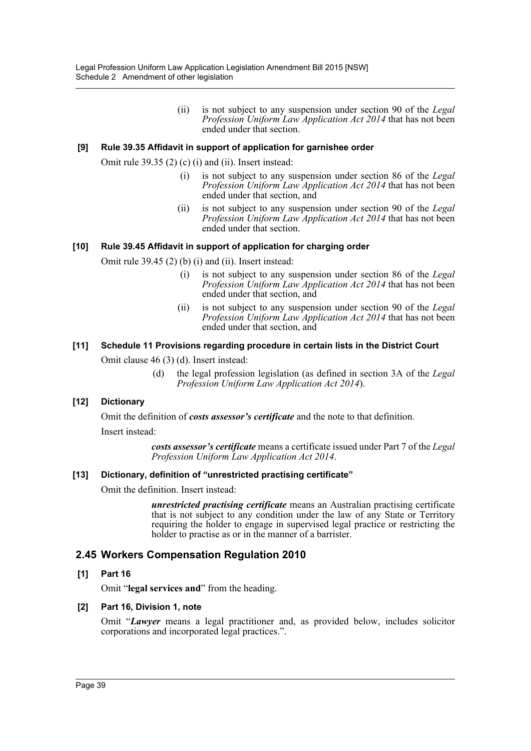(ii) is not subject to any suspension under section 90 of the *Legal Profession Uniform Law Application Act 2014* that has not been ended under that section.

### [9] Rule 39.35 Affidavit in support of application for garnishee order

Omit rule 39.35 (2) (c) (i) and (ii). Insert instead:

(i) is not subject to any suspension under section 86 of the *Legal Profession Uniform Law Application Act 2014* that has not been ended under that section, and

(ii) is not subject to any suspension under section 90 of the *Legal Profession Uniform Law Application Act 2014* that has not been ended under that section.

### [10] Rule 39.45 Affidavit in support of application for charging order

Omit rule 39.45 (2) (b) (i) and (ii). Insert instead:

(i) is not subject to any suspension under section 86 of the *Legal Profession Uniform Law Application Act 2014* that has not been ended under that section, and

(ii) is not subject to any suspension under section 90 of the *Legal Profession Uniform Law Application Act 2014* that has not been ended under that section, and

### [11] Schedule 11 Provisions regarding procedure in certain lists in the District Court

Omit clause 46 (3) (d). Insert instead:

(d) the legal profession legislation (as defined in section 3A of the *Legal Profession Uniform Law Application Act 2014*).

### [12] Dictionary

Omit the definition of ***costs assessor's certificate*** and the note to that definition.

Insert instead:

***costs assessor's certificate*** means a certificate issued under Part 7 of the *Legal Profession Uniform Law Application Act 2014*.

### [13] Dictionary, definition of "unrestricted practising certificate"

Omit the definition. Insert instead:

***unrestricted practising certificate*** means an Australian practising certificate that is not subject to any condition under the law of any State or Territory requiring the holder to engage in supervised legal practice or restricting the holder to practise as or in the manner of a barrister.

## 2.45 Workers Compensation Regulation 2010

### [1] Part 16

Omit "**legal services and**" from the heading.

### [2] Part 16, Division 1, note

Omit "***Lawyer*** means a legal practitioner and, as provided below, includes solicitor corporations and incorporated legal practices.".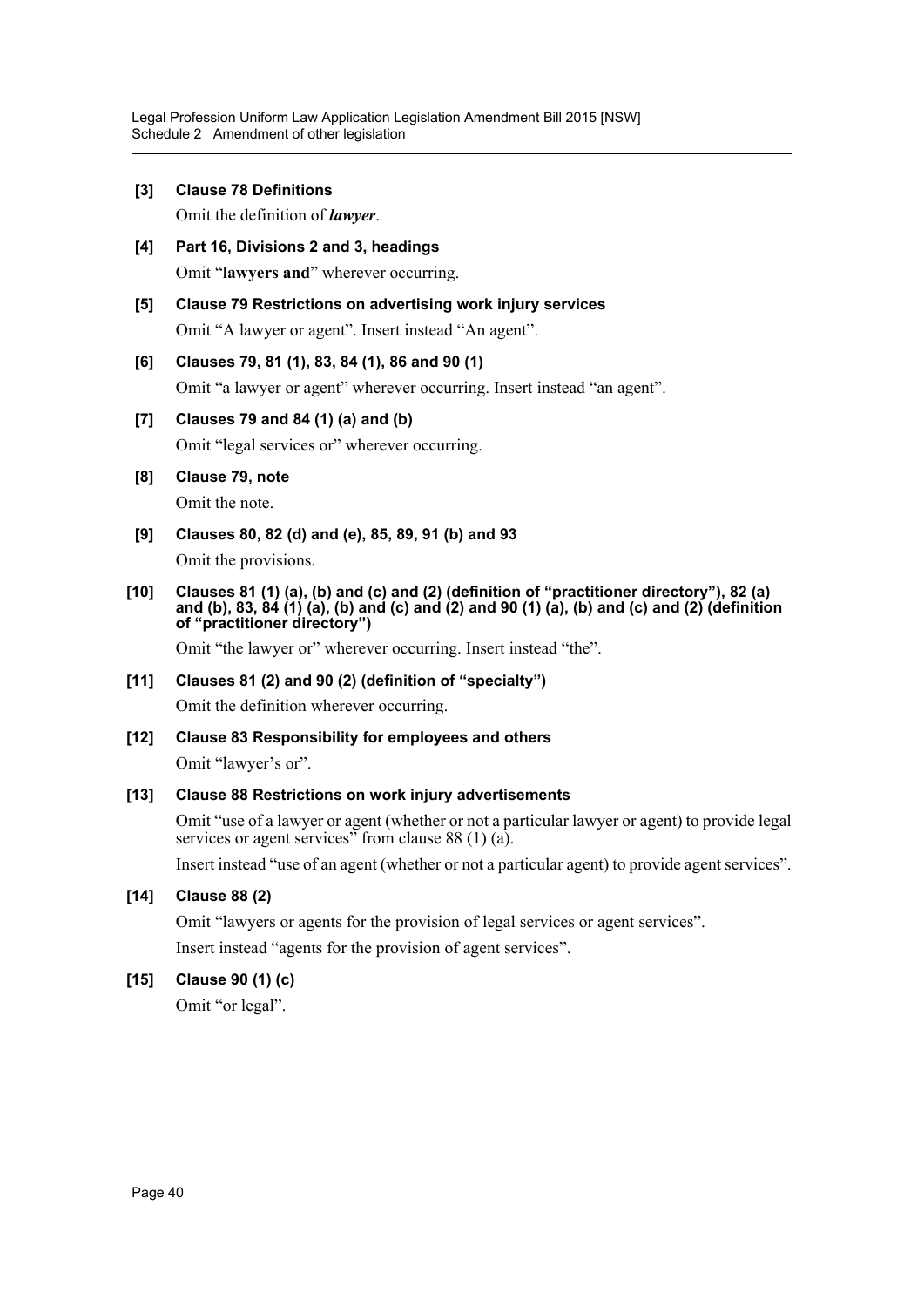**[3] Clause 78 Definitions**

Omit the definition of ***lawyer***.

**[4] Part 16, Divisions 2 and 3, headings**

Omit "**lawyers and**" wherever occurring.

**[5] Clause 79 Restrictions on advertising work injury services**

Omit "A lawyer or agent". Insert instead "An agent".

**[6] Clauses 79, 81 (1), 83, 84 (1), 86 and 90 (1)**

Omit "a lawyer or agent" wherever occurring. Insert instead "an agent".

**[7] Clauses 79 and 84 (1) (a) and (b)**

Omit "legal services or" wherever occurring.

**[8] Clause 79, note**

Omit the note.

**[9] Clauses 80, 82 (d) and (e), 85, 89, 91 (b) and 93**

Omit the provisions.

**[10] Clauses 81 (1) (a), (b) and (c) and (2) (definition of "practitioner directory"), 82 (a) and (b), 83, 84 (1) (a), (b) and (c) and (2) and 90 (1) (a), (b) and (c) and (2) (definition of "practitioner directory")**

Omit "the lawyer or" wherever occurring. Insert instead "the".

**[11] Clauses 81 (2) and 90 (2) (definition of "specialty")**

Omit the definition wherever occurring.

**[12] Clause 83 Responsibility for employees and others**

Omit "lawyer's or".

**[13] Clause 88 Restrictions on work injury advertisements**

Omit "use of a lawyer or agent (whether or not a particular lawyer or agent) to provide legal services or agent services" from clause 88 (1) (a).

Insert instead "use of an agent (whether or not a particular agent) to provide agent services".

**[14] Clause 88 (2)**

Omit "lawyers or agents for the provision of legal services or agent services".

Insert instead "agents for the provision of agent services".

**[15] Clause 90 (1) (c)**

Omit "or legal".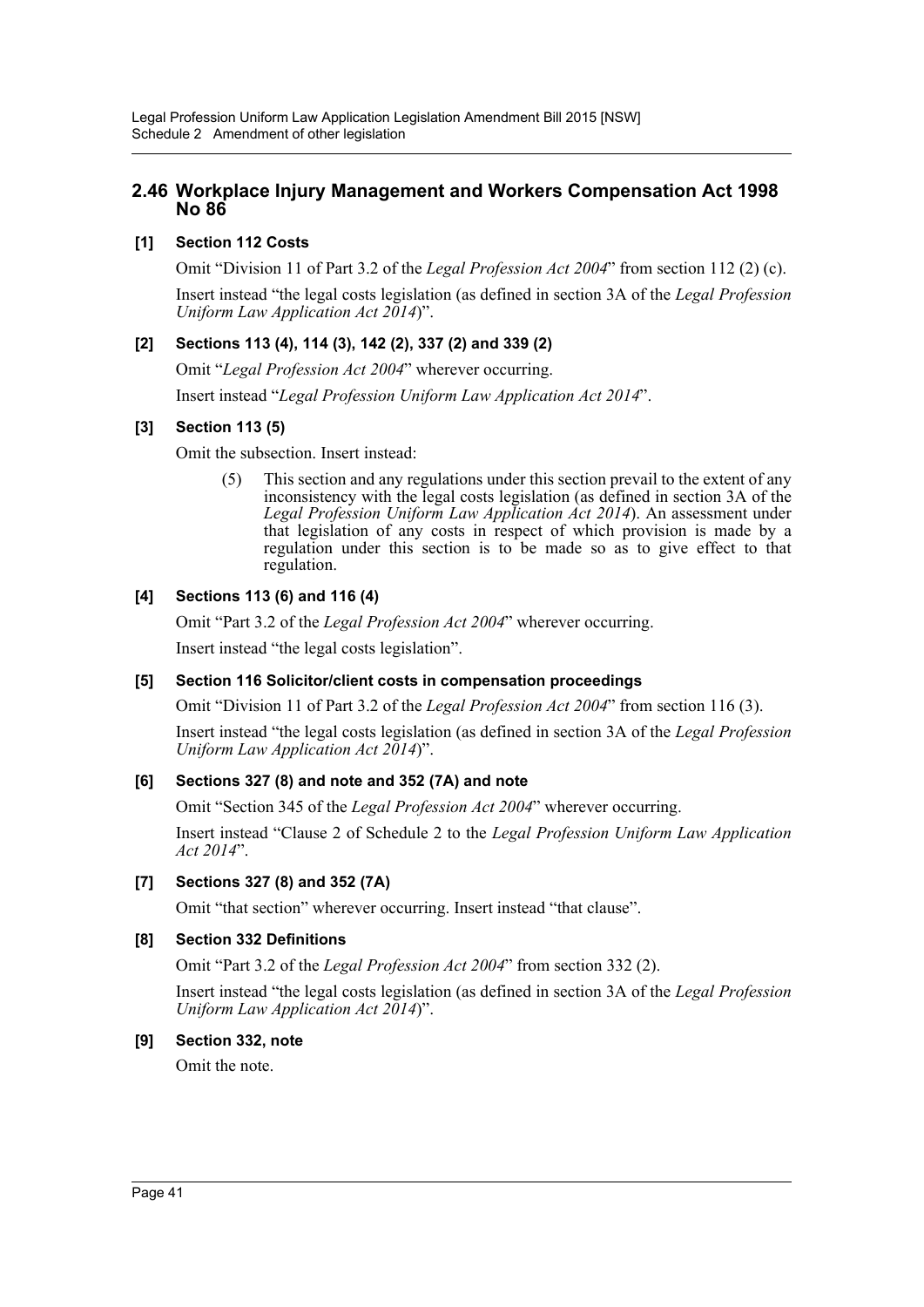## 2.46 Workplace Injury Management and Workers Compensation Act 1998 No 86

### [1] Section 112 Costs

Omit "Division 11 of Part 3.2 of the *Legal Profession Act 2004*" from section 112 (2) (c).

Insert instead "the legal costs legislation (as defined in section 3A of the *Legal Profession Uniform Law Application Act 2014*)".

### [2] Sections 113 (4), 114 (3), 142 (2), 337 (2) and 339 (2)

Omit "*Legal Profession Act 2004*" wherever occurring.

Insert instead "*Legal Profession Uniform Law Application Act 2014*".

### [3] Section 113 (5)

Omit the subsection. Insert instead:

> (5) This section and any regulations under this section prevail to the extent of any inconsistency with the legal costs legislation (as defined in section 3A of the *Legal Profession Uniform Law Application Act 2014*). An assessment under that legislation of any costs in respect of which provision is made by a regulation under this section is to be made so as to give effect to that regulation.

### [4] Sections 113 (6) and 116 (4)

Omit "Part 3.2 of the *Legal Profession Act 2004*" wherever occurring.

Insert instead "the legal costs legislation".

### [5] Section 116 Solicitor/client costs in compensation proceedings

Omit "Division 11 of Part 3.2 of the *Legal Profession Act 2004*" from section 116 (3).

Insert instead "the legal costs legislation (as defined in section 3A of the *Legal Profession Uniform Law Application Act 2014*)".

### [6] Sections 327 (8) and note and 352 (7A) and note

Omit "Section 345 of the *Legal Profession Act 2004*" wherever occurring.

Insert instead "Clause 2 of Schedule 2 to the *Legal Profession Uniform Law Application Act 2014*".

### [7] Sections 327 (8) and 352 (7A)

Omit "that section" wherever occurring. Insert instead "that clause".

### [8] Section 332 Definitions

Omit "Part 3.2 of the *Legal Profession Act 2004*" from section 332 (2).

Insert instead "the legal costs legislation (as defined in section 3A of the *Legal Profession Uniform Law Application Act 2014*)".

### [9] Section 332, note

Omit the note.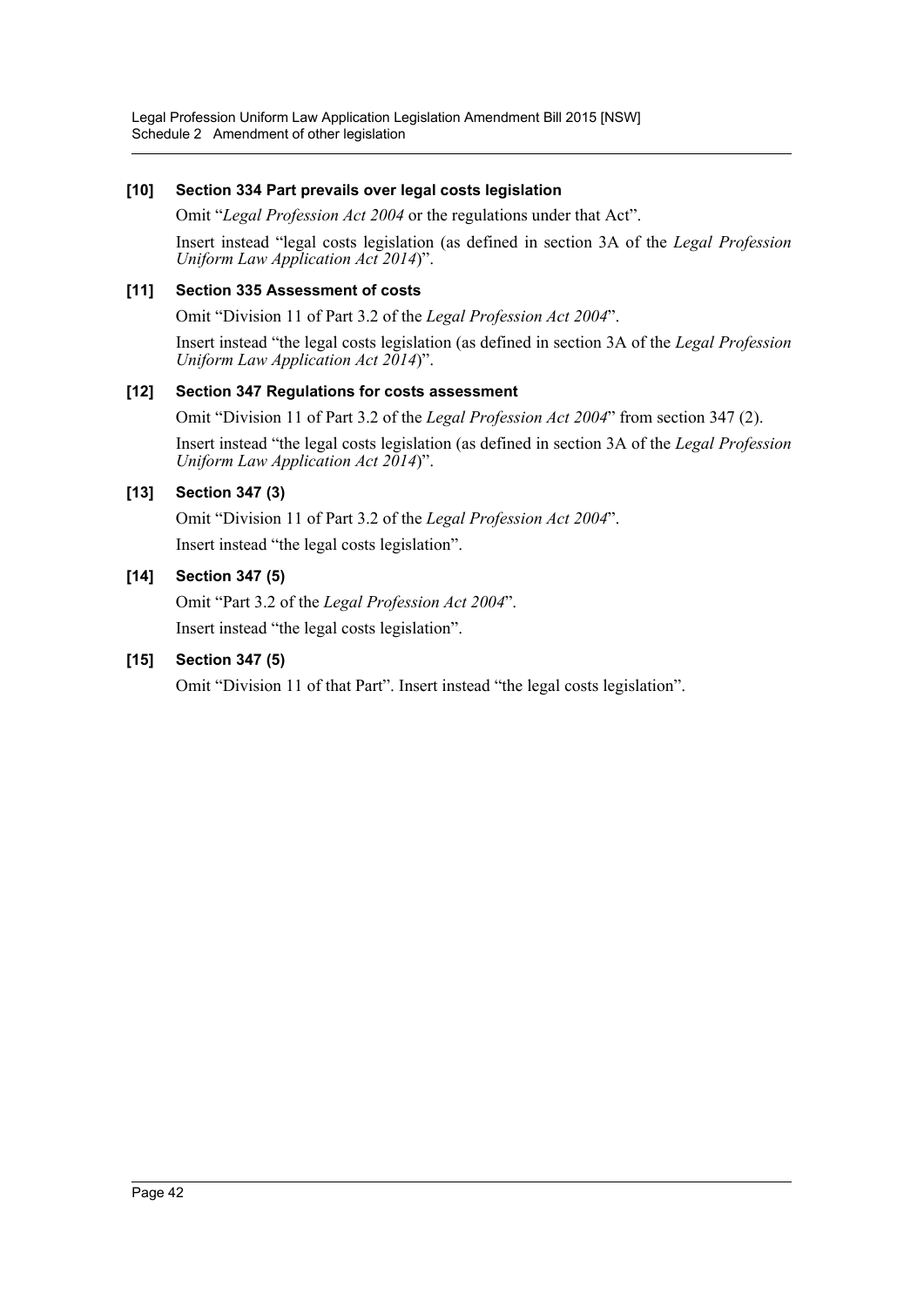### [10] Section 334 Part prevails over legal costs legislation

Omit "*Legal Profession Act 2004* or the regulations under that Act".

Insert instead "legal costs legislation (as defined in section 3A of the *Legal Profession Uniform Law Application Act 2014*)".

### [11] Section 335 Assessment of costs

Omit "Division 11 of Part 3.2 of the *Legal Profession Act 2004*".

Insert instead "the legal costs legislation (as defined in section 3A of the *Legal Profession Uniform Law Application Act 2014*)".

### [12] Section 347 Regulations for costs assessment

Omit "Division 11 of Part 3.2 of the *Legal Profession Act 2004*" from section 347 (2).

Insert instead "the legal costs legislation (as defined in section 3A of the *Legal Profession Uniform Law Application Act 2014*)".

### [13] Section 347 (3)

Omit "Division 11 of Part 3.2 of the *Legal Profession Act 2004*".

Insert instead "the legal costs legislation".

### [14] Section 347 (5)

Omit "Part 3.2 of the *Legal Profession Act 2004*".

Insert instead "the legal costs legislation".

### [15] Section 347 (5)

Omit "Division 11 of that Part". Insert instead "the legal costs legislation".